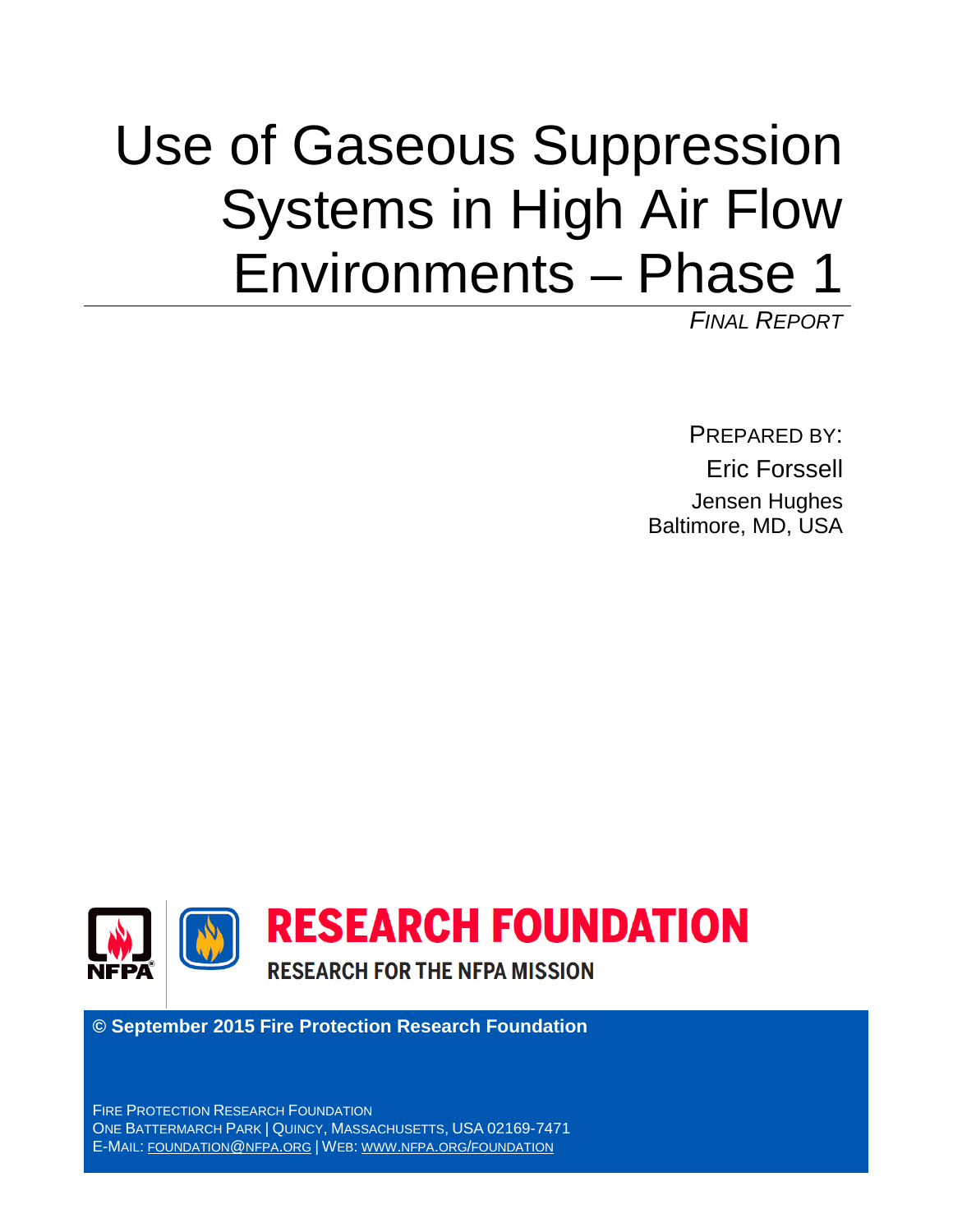# Use of Gaseous Suppression Systems in High Air Flow Environments – Phase 1

*FINAL REPORT*

PREPARED BY:

Eric Forssell

Jensen Hughes

Baltimore, MD, USA

RESEARCH FOUNDATION

RESEARCH FOR THE NFPA MISSION

**© September 2015 Fire Protection Research Foundation**

FIRE PROTECTION RESEARCH FOUNDATION

ONE BATTERMARCH PARK | QUINCY, MASSACHUSETTS, USA 02169-7471

E-MAIL: FOUNDATION@NFPA.ORG | WEB: WWW.NFPA.ORG/FOUNDATION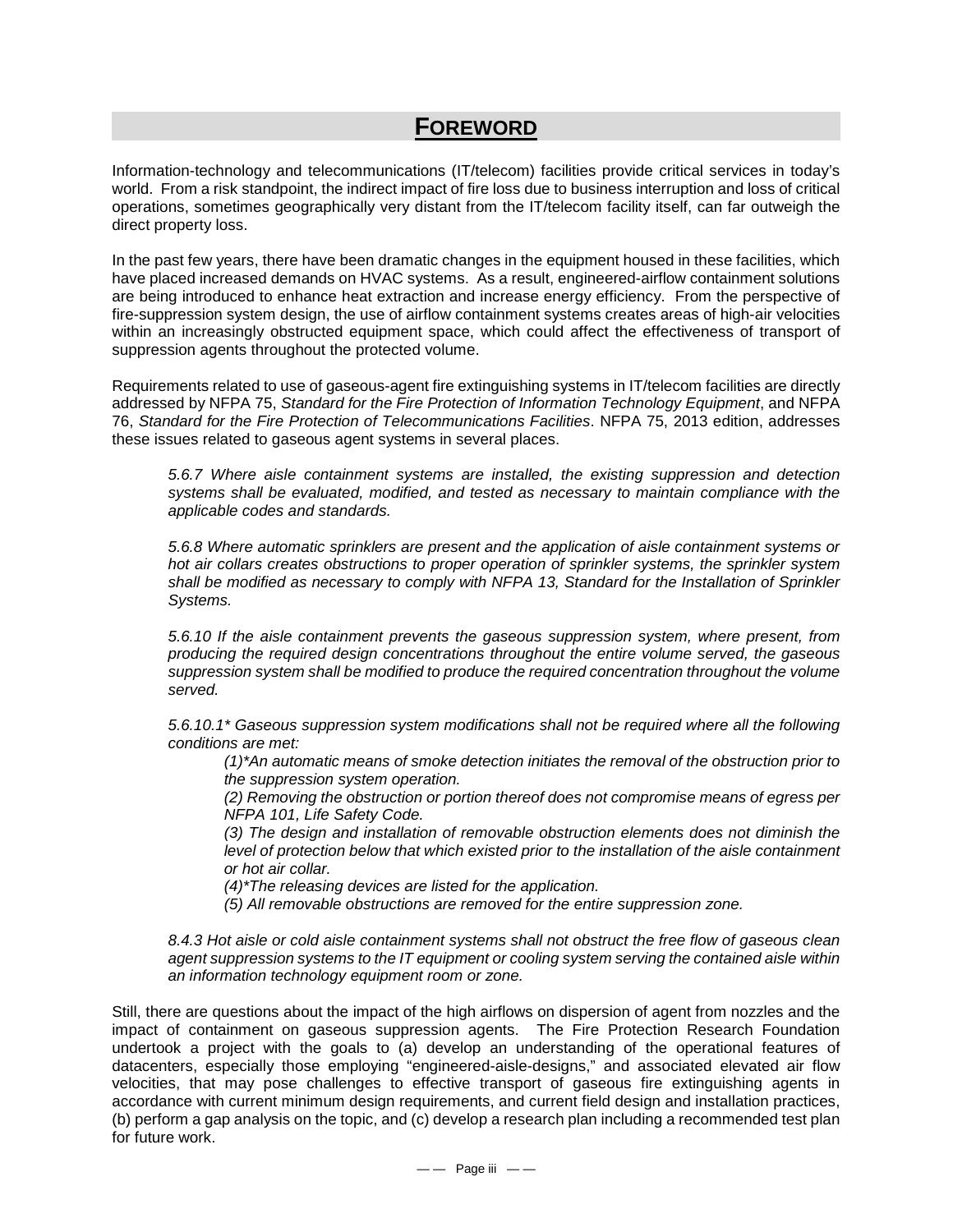# FOREWORD

Information-technology and telecommunications (IT/telecom) facilities provide critical services in today's world. From a risk standpoint, the indirect impact of fire loss due to business interruption and loss of critical operations, sometimes geographically very distant from the IT/telecom facility itself, can far outweigh the direct property loss.

In the past few years, there have been dramatic changes in the equipment housed in these facilities, which have placed increased demands on HVAC systems. As a result, engineered-airflow containment solutions are being introduced to enhance heat extraction and increase energy efficiency. From the perspective of fire-suppression system design, the use of airflow containment systems creates areas of high-air velocities within an increasingly obstructed equipment space, which could affect the effectiveness of transport of suppression agents throughout the protected volume.

Requirements related to use of gaseous-agent fire extinguishing systems in IT/telecom facilities are directly addressed by NFPA 75, *Standard for the Fire Protection of Information Technology Equipment*, and NFPA 76, *Standard for the Fire Protection of Telecommunications Facilities*. NFPA 75, 2013 edition, addresses these issues related to gaseous agent systems in several places.

> *5.6.7 Where aisle containment systems are installed, the existing suppression and detection systems shall be evaluated, modified, and tested as necessary to maintain compliance with the applicable codes and standards.*
>
> *5.6.8 Where automatic sprinklers are present and the application of aisle containment systems or hot air collars creates obstructions to proper operation of sprinkler systems, the sprinkler system shall be modified as necessary to comply with NFPA 13, Standard for the Installation of Sprinkler Systems.*
>
> *5.6.10 If the aisle containment prevents the gaseous suppression system, where present, from producing the required design concentrations throughout the entire volume served, the gaseous suppression system shall be modified to produce the required concentration throughout the volume served.*
>
> *5.6.10.1\* Gaseous suppression system modifications shall not be required where all the following conditions are met:*
>
> > *(1)\*An automatic means of smoke detection initiates the removal of the obstruction prior to the suppression system operation.*
> > *(2) Removing the obstruction or portion thereof does not compromise means of egress per NFPA 101, Life Safety Code.*
> > *(3) The design and installation of removable obstruction elements does not diminish the level of protection below that which existed prior to the installation of the aisle containment or hot air collar.*
> > *(4)\*The releasing devices are listed for the application.*
> > *(5) All removable obstructions are removed for the entire suppression zone.*
>
> *8.4.3 Hot aisle or cold aisle containment systems shall not obstruct the free flow of gaseous clean agent suppression systems to the IT equipment or cooling system serving the contained aisle within an information technology equipment room or zone.*

Still, there are questions about the impact of the high airflows on dispersion of agent from nozzles and the impact of containment on gaseous suppression agents. The Fire Protection Research Foundation undertook a project with the goals to (a) develop an understanding of the operational features of datacenters, especially those employing "engineered-aisle-designs," and associated elevated air flow velocities, that may pose challenges to effective transport of gaseous fire extinguishing agents in accordance with current minimum design requirements, and current field design and installation practices, (b) perform a gap analysis on the topic, and (c) develop a research plan including a recommended test plan for future work.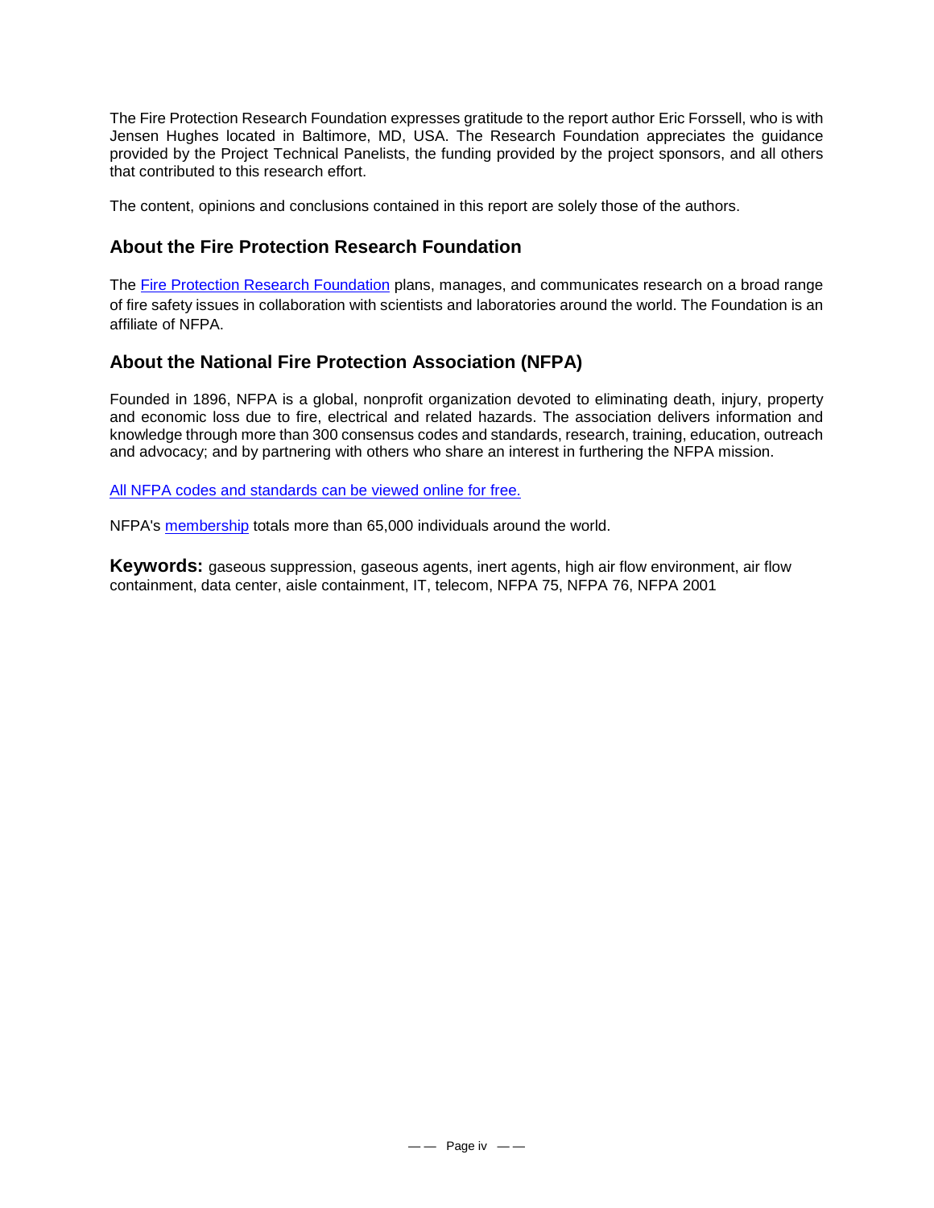The Fire Protection Research Foundation expresses gratitude to the report author Eric Forssell, who is with Jensen Hughes located in Baltimore, MD, USA. The Research Foundation appreciates the guidance provided by the Project Technical Panelists, the funding provided by the project sponsors, and all others that contributed to this research effort.

The content, opinions and conclusions contained in this report are solely those of the authors.

## About the Fire Protection Research Foundation

The Fire Protection Research Foundation plans, manages, and communicates research on a broad range of fire safety issues in collaboration with scientists and laboratories around the world. The Foundation is an affiliate of NFPA.

## About the National Fire Protection Association (NFPA)

Founded in 1896, NFPA is a global, nonprofit organization devoted to eliminating death, injury, property and economic loss due to fire, electrical and related hazards. The association delivers information and knowledge through more than 300 consensus codes and standards, research, training, education, outreach and advocacy; and by partnering with others who share an interest in furthering the NFPA mission.

All NFPA codes and standards can be viewed online for free.

NFPA's membership totals more than 65,000 individuals around the world.

**Keywords:** gaseous suppression, gaseous agents, inert agents, high air flow environment, air flow containment, data center, aisle containment, IT, telecom, NFPA 75, NFPA 76, NFPA 2001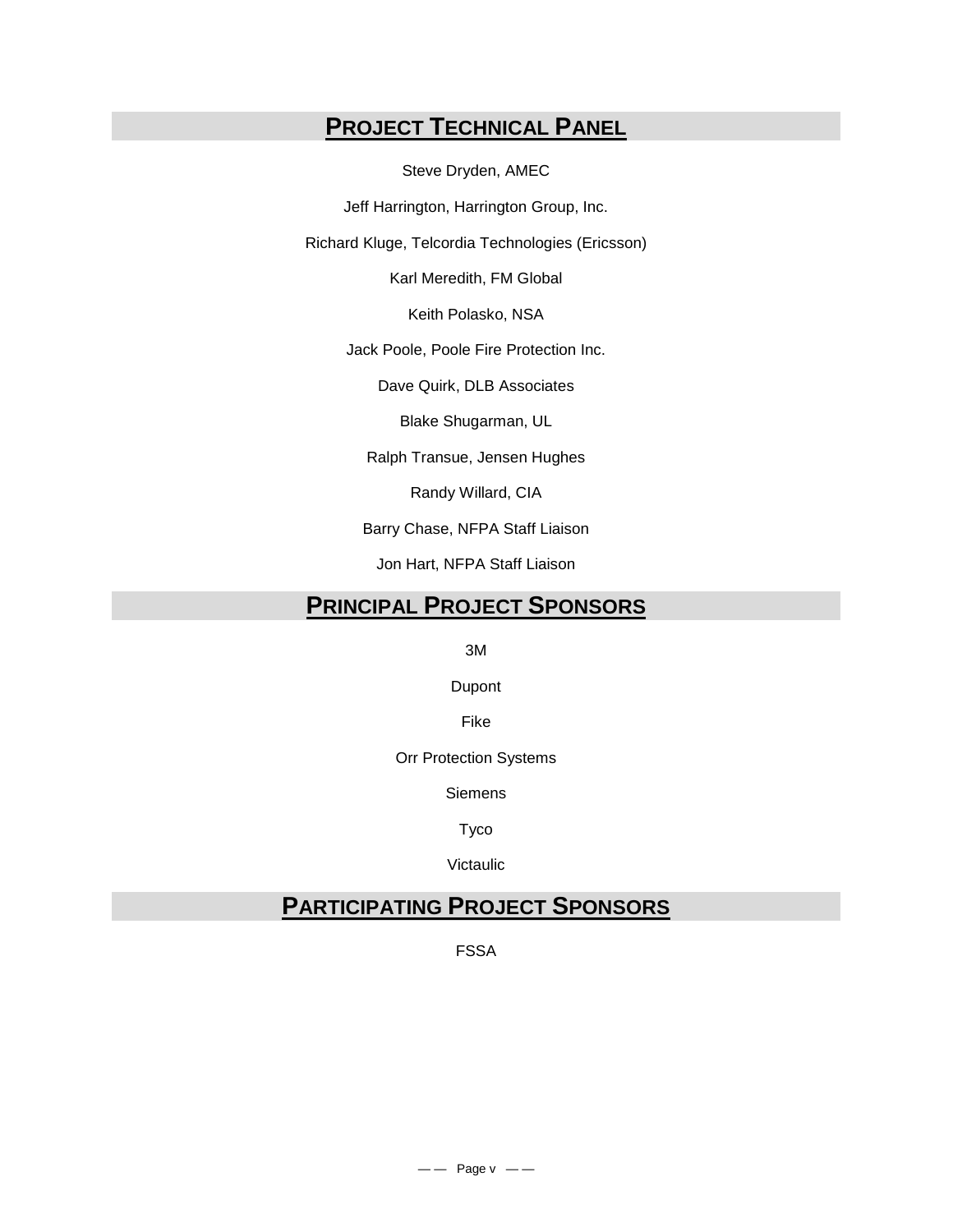## PROJECT TECHNICAL PANEL

Steve Dryden, AMEC

Jeff Harrington, Harrington Group, Inc.

Richard Kluge, Telcordia Technologies (Ericsson)

Karl Meredith, FM Global

Keith Polasko, NSA

Jack Poole, Poole Fire Protection Inc.

Dave Quirk, DLB Associates

Blake Shugarman, UL

Ralph Transue, Jensen Hughes

Randy Willard, CIA

Barry Chase, NFPA Staff Liaison

Jon Hart, NFPA Staff Liaison

## PRINCIPAL PROJECT SPONSORS

3M

Dupont

Fike

Orr Protection Systems

Siemens

Tyco

Victaulic

## PARTICIPATING PROJECT SPONSORS

FSSA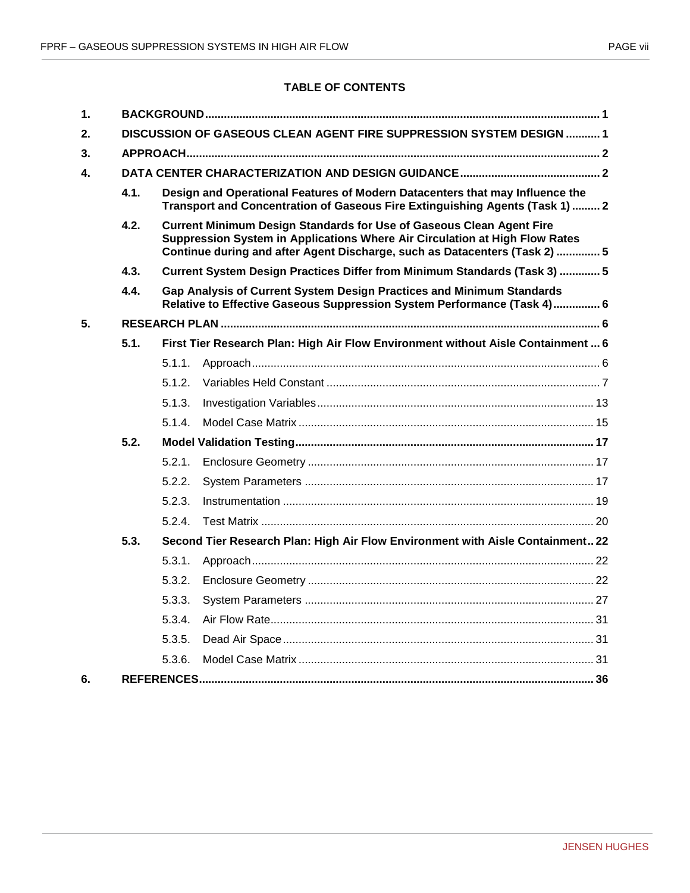**TABLE OF CONTENTS**

| | | |
|---|---|---|
| **1.** | **BACKGROUND** | **1** |
| **2.** | **DISCUSSION OF GASEOUS CLEAN AGENT FIRE SUPPRESSION SYSTEM DESIGN** | **1** |
| **3.** | **APPROACH** | **2** |
| **4.** | **DATA CENTER CHARACTERIZATION AND DESIGN GUIDANCE** | **2** |
| **4.1.** | **Design and Operational Features of Modern Datacenters that may Influence the Transport and Concentration of Gaseous Fire Extinguishing Agents (Task 1)** | **2** |
| **4.2.** | **Current Minimum Design Standards for Use of Gaseous Clean Agent Fire Suppression System in Applications Where Air Circulation at High Flow Rates Continue during and after Agent Discharge, such as Datacenters (Task 2)** | **5** |
| **4.3.** | **Current System Design Practices Differ from Minimum Standards (Task 3)** | **5** |
| **4.4.** | **Gap Analysis of Current System Design Practices and Minimum Standards Relative to Effective Gaseous Suppression System Performance (Task 4)** | **6** |
| **5.** | **RESEARCH PLAN** | **6** |
| **5.1.** | **First Tier Research Plan: High Air Flow Environment without Aisle Containment** | **6** |
| 5.1.1. | Approach | 6 |
| 5.1.2. | Variables Held Constant | 7 |
| 5.1.3. | Investigation Variables | 13 |
| 5.1.4. | Model Case Matrix | 15 |
| **5.2.** | **Model Validation Testing** | **17** |
| 5.2.1. | Enclosure Geometry | 17 |
| 5.2.2. | System Parameters | 17 |
| 5.2.3. | Instrumentation | 19 |
| 5.2.4. | Test Matrix | 20 |
| **5.3.** | **Second Tier Research Plan: High Air Flow Environment with Aisle Containment** | **22** |
| 5.3.1. | Approach | 22 |
| 5.3.2. | Enclosure Geometry | 22 |
| 5.3.3. | System Parameters | 27 |
| 5.3.4. | Air Flow Rate | 31 |
| 5.3.5. | Dead Air Space | 31 |
| 5.3.6. | Model Case Matrix | 31 |
| **6.** | **REFERENCES** | **36** |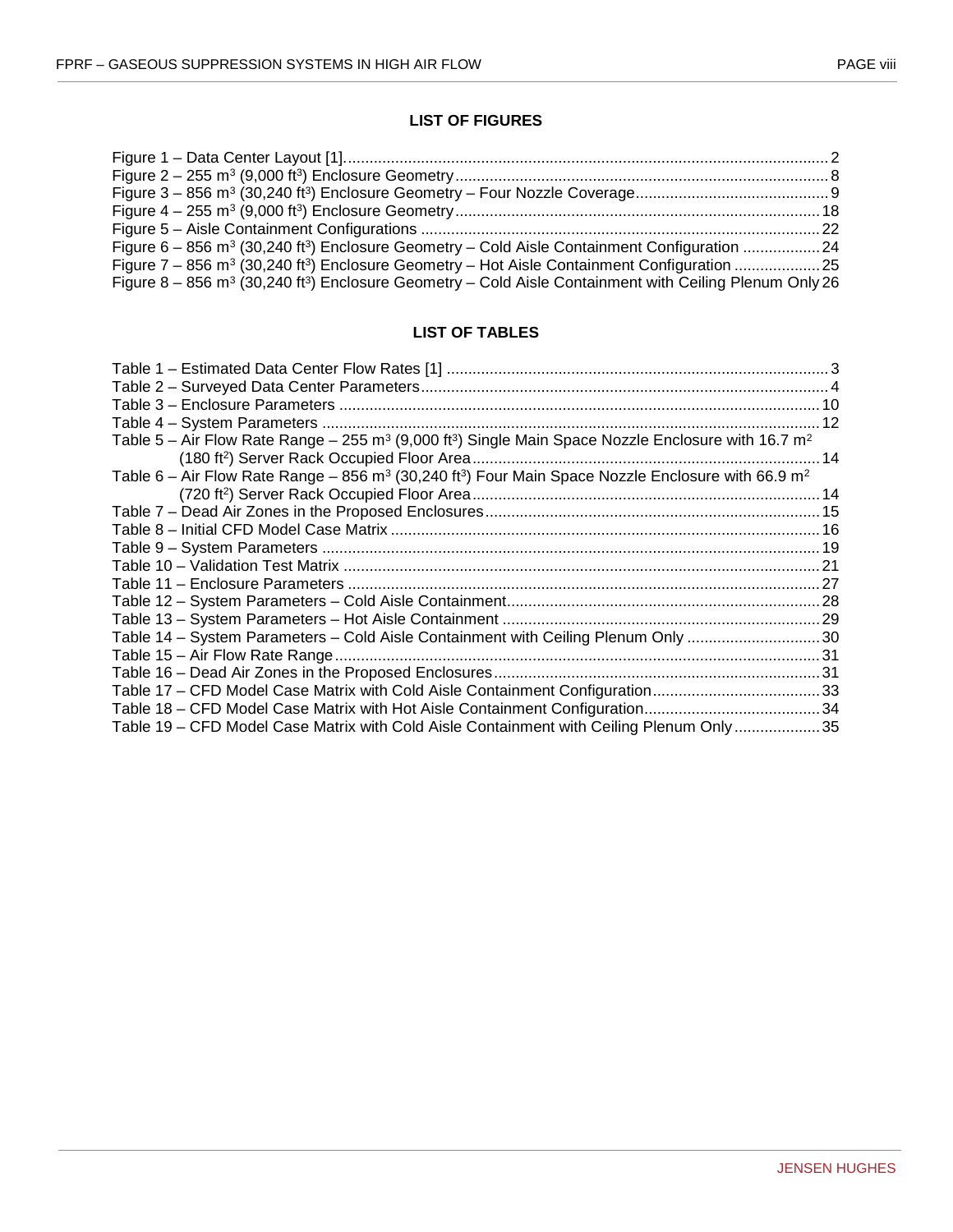## LIST OF FIGURES

Figure 1 – Data Center Layout [1]. .... 2
Figure 2 – 255 $m^3$ (9,000 $ft^3$) Enclosure Geometry .... 8
Figure 3 – 856 $m^3$ (30,240 $ft^3$) Enclosure Geometry – Four Nozzle Coverage .... 9
Figure 4 – 255 $m^3$ (9,000 $ft^3$) Enclosure Geometry .... 18
Figure 5 – Aisle Containment Configurations .... 22
Figure 6 – 856 $m^3$ (30,240 $ft^3$) Enclosure Geometry – Cold Aisle Containment Configuration .... 24
Figure 7 – 856 $m^3$ (30,240 $ft^3$) Enclosure Geometry – Hot Aisle Containment Configuration .... 25
Figure 8 – 856 $m^3$ (30,240 $ft^3$) Enclosure Geometry – Cold Aisle Containment with Ceiling Plenum Only 26

## LIST OF TABLES

Table 1 – Estimated Data Center Flow Rates [1] .... 3
Table 2 – Surveyed Data Center Parameters .... 4
Table 3 – Enclosure Parameters .... 10
Table 4 – System Parameters .... 12
Table 5 – Air Flow Rate Range – 255 $m^3$ (9,000 $ft^3$) Single Main Space Nozzle Enclosure with 16.7 $m^2$ (180 $ft^2$) Server Rack Occupied Floor Area .... 14
Table 6 – Air Flow Rate Range – 856 $m^3$ (30,240 $ft^3$) Four Main Space Nozzle Enclosure with 66.9 $m^2$ (720 $ft^2$) Server Rack Occupied Floor Area .... 14
Table 7 – Dead Air Zones in the Proposed Enclosures .... 15
Table 8 – Initial CFD Model Case Matrix .... 16
Table 9 – System Parameters .... 19
Table 10 – Validation Test Matrix .... 21
Table 11 – Enclosure Parameters .... 27
Table 12 – System Parameters – Cold Aisle Containment .... 28
Table 13 – System Parameters – Hot Aisle Containment .... 29
Table 14 – System Parameters – Cold Aisle Containment with Ceiling Plenum Only .... 30
Table 15 – Air Flow Rate Range .... 31
Table 16 – Dead Air Zones in the Proposed Enclosures .... 31
Table 17 – CFD Model Case Matrix with Cold Aisle Containment Configuration .... 33
Table 18 – CFD Model Case Matrix with Hot Aisle Containment Configuration .... 34
Table 19 – CFD Model Case Matrix with Cold Aisle Containment with Ceiling Plenum Only .... 35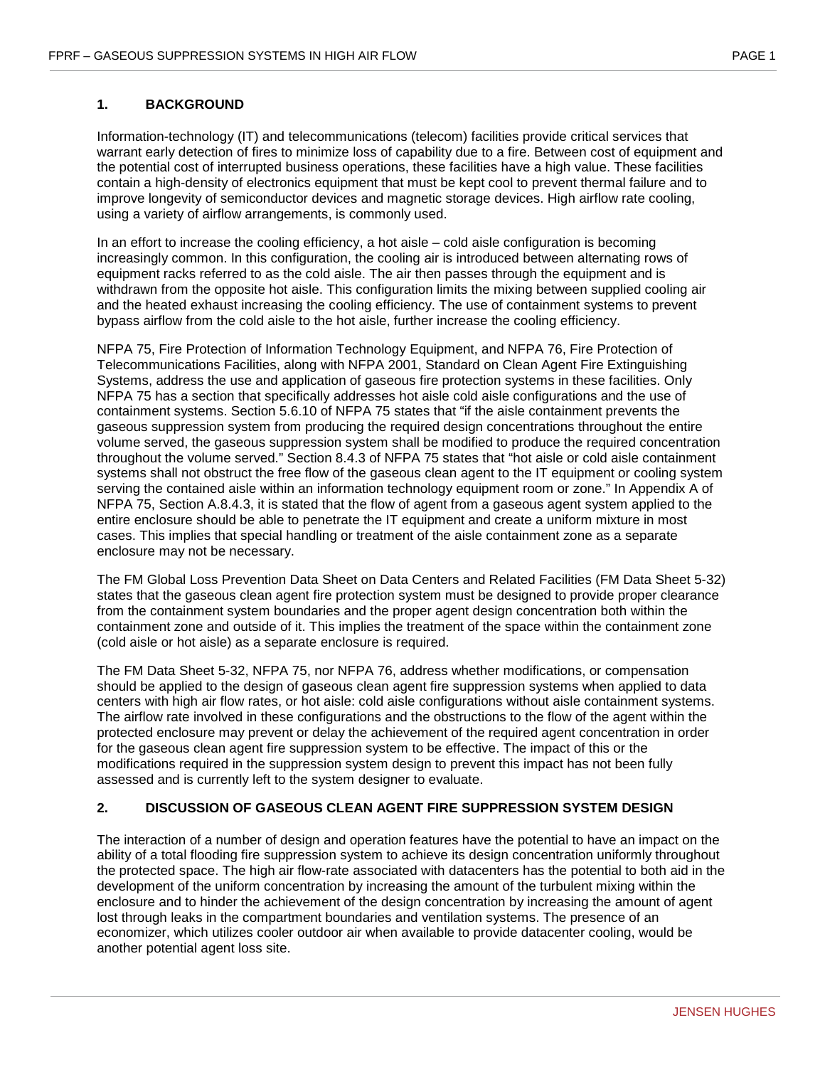## 1. BACKGROUND

Information-technology (IT) and telecommunications (telecom) facilities provide critical services that warrant early detection of fires to minimize loss of capability due to a fire. Between cost of equipment and the potential cost of interrupted business operations, these facilities have a high value. These facilities contain a high-density of electronics equipment that must be kept cool to prevent thermal failure and to improve longevity of semiconductor devices and magnetic storage devices. High airflow rate cooling, using a variety of airflow arrangements, is commonly used.

In an effort to increase the cooling efficiency, a hot aisle – cold aisle configuration is becoming increasingly common. In this configuration, the cooling air is introduced between alternating rows of equipment racks referred to as the cold aisle. The air then passes through the equipment and is withdrawn from the opposite hot aisle. This configuration limits the mixing between supplied cooling air and the heated exhaust increasing the cooling efficiency. The use of containment systems to prevent bypass airflow from the cold aisle to the hot aisle, further increase the cooling efficiency.

NFPA 75, Fire Protection of Information Technology Equipment, and NFPA 76, Fire Protection of Telecommunications Facilities, along with NFPA 2001, Standard on Clean Agent Fire Extinguishing Systems, address the use and application of gaseous fire protection systems in these facilities. Only NFPA 75 has a section that specifically addresses hot aisle cold aisle configurations and the use of containment systems. Section 5.6.10 of NFPA 75 states that "if the aisle containment prevents the gaseous suppression system from producing the required design concentrations throughout the entire volume served, the gaseous suppression system shall be modified to produce the required concentration throughout the volume served." Section 8.4.3 of NFPA 75 states that "hot aisle or cold aisle containment systems shall not obstruct the free flow of the gaseous clean agent to the IT equipment or cooling system serving the contained aisle within an information technology equipment room or zone." In Appendix A of NFPA 75, Section A.8.4.3, it is stated that the flow of agent from a gaseous agent system applied to the entire enclosure should be able to penetrate the IT equipment and create a uniform mixture in most cases. This implies that special handling or treatment of the aisle containment zone as a separate enclosure may not be necessary.

The FM Global Loss Prevention Data Sheet on Data Centers and Related Facilities (FM Data Sheet 5-32) states that the gaseous clean agent fire protection system must be designed to provide proper clearance from the containment system boundaries and the proper agent design concentration both within the containment zone and outside of it. This implies the treatment of the space within the containment zone (cold aisle or hot aisle) as a separate enclosure is required.

The FM Data Sheet 5-32, NFPA 75, nor NFPA 76, address whether modifications, or compensation should be applied to the design of gaseous clean agent fire suppression systems when applied to data centers with high air flow rates, or hot aisle: cold aisle configurations without aisle containment systems. The airflow rate involved in these configurations and the obstructions to the flow of the agent within the protected enclosure may prevent or delay the achievement of the required agent concentration in order for the gaseous clean agent fire suppression system to be effective. The impact of this or the modifications required in the suppression system design to prevent this impact has not been fully assessed and is currently left to the system designer to evaluate.

## 2. DISCUSSION OF GASEOUS CLEAN AGENT FIRE SUPPRESSION SYSTEM DESIGN

The interaction of a number of design and operation features have the potential to have an impact on the ability of a total flooding fire suppression system to achieve its design concentration uniformly throughout the protected space. The high air flow-rate associated with datacenters has the potential to both aid in the development of the uniform concentration by increasing the amount of the turbulent mixing within the enclosure and to hinder the achievement of the design concentration by increasing the amount of agent lost through leaks in the compartment boundaries and ventilation systems. The presence of an economizer, which utilizes cooler outdoor air when available to provide datacenter cooling, would be another potential agent loss site.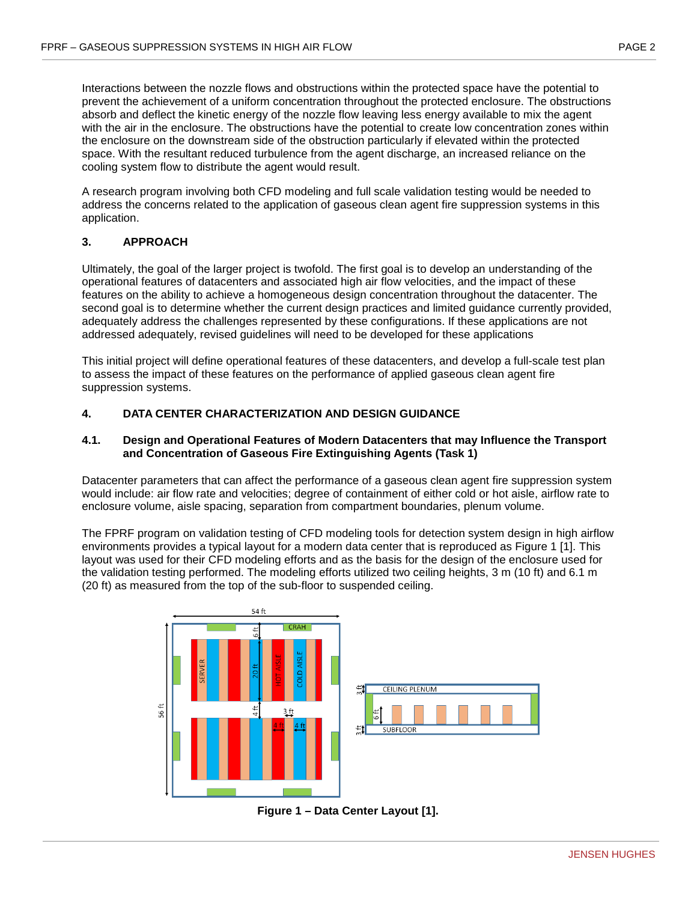Interactions between the nozzle flows and obstructions within the protected space have the potential to prevent the achievement of a uniform concentration throughout the protected enclosure. The obstructions absorb and deflect the kinetic energy of the nozzle flow leaving less energy available to mix the agent with the air in the enclosure. The obstructions have the potential to create low concentration zones within the enclosure on the downstream side of the obstruction particularly if elevated within the protected space. With the resultant reduced turbulence from the agent discharge, an increased reliance on the cooling system flow to distribute the agent would result.

A research program involving both CFD modeling and full scale validation testing would be needed to address the concerns related to the application of gaseous clean agent fire suppression systems in this application.

## 3. APPROACH

Ultimately, the goal of the larger project is twofold. The first goal is to develop an understanding of the operational features of datacenters and associated high air flow velocities, and the impact of these features on the ability to achieve a homogeneous design concentration throughout the datacenter. The second goal is to determine whether the current design practices and limited guidance currently provided, adequately address the challenges represented by these configurations. If these applications are not addressed adequately, revised guidelines will need to be developed for these applications

This initial project will define operational features of these datacenters, and develop a full-scale test plan to assess the impact of these features on the performance of applied gaseous clean agent fire suppression systems.

## 4. DATA CENTER CHARACTERIZATION AND DESIGN GUIDANCE

### 4.1. Design and Operational Features of Modern Datacenters that may Influence the Transport and Concentration of Gaseous Fire Extinguishing Agents (Task 1)

Datacenter parameters that can affect the performance of a gaseous clean agent fire suppression system would include: air flow rate and velocities; degree of containment of either cold or hot aisle, airflow rate to enclosure volume, aisle spacing, separation from compartment boundaries, plenum volume.

The FPRF program on validation testing of CFD modeling tools for detection system design in high airflow environments provides a typical layout for a modern data center that is reproduced as Figure 1 [1]. This layout was used for their CFD modeling efforts and as the basis for the design of the enclosure used for the validation testing performed. The modeling efforts utilized two ceiling heights, 3 m (10 ft) and 6.1 m (20 ft) as measured from the top of the sub-floor to suspended ceiling.

**Figure 1 – Data Center Layout [1].**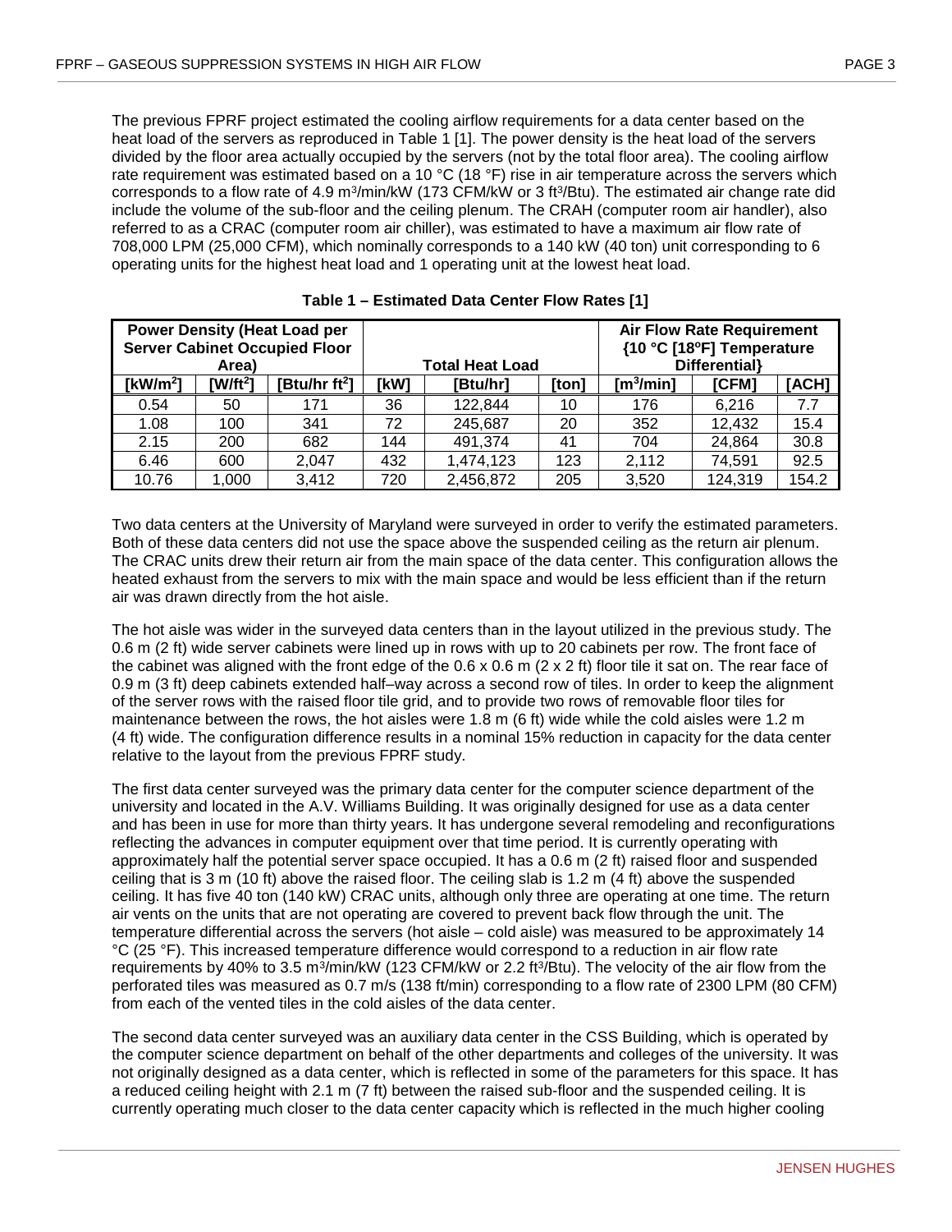The previous FPRF project estimated the cooling airflow requirements for a data center based on the heat load of the servers as reproduced in Table 1 [1]. The power density is the heat load of the servers divided by the floor area actually occupied by the servers (not by the total floor area). The cooling airflow rate requirement was estimated based on a 10 °C (18 °F) rise in air temperature across the servers which corresponds to a flow rate of 4.9 $m^3$/min/kW (173 CFM/kW or 3 $ft^3$/Btu). The estimated air change rate did include the volume of the sub-floor and the ceiling plenum. The CRAH (computer room air handler), also referred to as a CRAC (computer room air chiller), was estimated to have a maximum air flow rate of 708,000 LPM (25,000 CFM), which nominally corresponds to a 140 kW (40 ton) unit corresponding to 6 operating units for the highest heat load and 1 operating unit at the lowest heat load.

**Table 1 – Estimated Data Center Flow Rates [1]**

| Power Density (Heat Load per Server Cabinet Occupied Floor Area) | | | Total Heat Load | | | Air Flow Rate Requirement {10 °C [18°F] Temperature Differential} | | |
|---|---|---|---|---|---|---|---|---|
| [kW/$m^2$] | [W/$ft^2$] | [Btu/hr $ft^2$] | [kW] | [Btu/hr] | [ton] | [$m^3$/min] | [CFM] | [ACH] |
| 0.54 | 50 | 171 | 36 | 122,844 | 10 | 176 | 6,216 | 7.7 |
| 1.08 | 100 | 341 | 72 | 245,687 | 20 | 352 | 12,432 | 15.4 |
| 2.15 | 200 | 682 | 144 | 491,374 | 41 | 704 | 24,864 | 30.8 |
| 6.46 | 600 | 2,047 | 432 | 1,474,123 | 123 | 2,112 | 74,591 | 92.5 |
| 10.76 | 1,000 | 3,412 | 720 | 2,456,872 | 205 | 3,520 | 124,319 | 154.2 |

Two data centers at the University of Maryland were surveyed in order to verify the estimated parameters. Both of these data centers did not use the space above the suspended ceiling as the return air plenum. The CRAC units drew their return air from the main space of the data center. This configuration allows the heated exhaust from the servers to mix with the main space and would be less efficient than if the return air was drawn directly from the hot aisle.

The hot aisle was wider in the surveyed data centers than in the layout utilized in the previous study. The 0.6 m (2 ft) wide server cabinets were lined up in rows with up to 20 cabinets per row. The front face of the cabinet was aligned with the front edge of the 0.6 x 0.6 m (2 x 2 ft) floor tile it sat on. The rear face of 0.9 m (3 ft) deep cabinets extended half–way across a second row of tiles. In order to keep the alignment of the server rows with the raised floor tile grid, and to provide two rows of removable floor tiles for maintenance between the rows, the hot aisles were 1.8 m (6 ft) wide while the cold aisles were 1.2 m (4 ft) wide. The configuration difference results in a nominal 15% reduction in capacity for the data center relative to the layout from the previous FPRF study.

The first data center surveyed was the primary data center for the computer science department of the university and located in the A.V. Williams Building. It was originally designed for use as a data center and has been in use for more than thirty years. It has undergone several remodeling and reconfigurations reflecting the advances in computer equipment over that time period. It is currently operating with approximately half the potential server space occupied. It has a 0.6 m (2 ft) raised floor and suspended ceiling that is 3 m (10 ft) above the raised floor. The ceiling slab is 1.2 m (4 ft) above the suspended ceiling. It has five 40 ton (140 kW) CRAC units, although only three are operating at one time. The return air vents on the units that are not operating are covered to prevent back flow through the unit. The temperature differential across the servers (hot aisle – cold aisle) was measured to be approximately 14 °C (25 °F). This increased temperature difference would correspond to a reduction in air flow rate requirements by 40% to 3.5 $m^3$/min/kW (123 CFM/kW or 2.2 $ft^3$/Btu). The velocity of the air flow from the perforated tiles was measured as 0.7 m/s (138 ft/min) corresponding to a flow rate of 2300 LPM (80 CFM) from each of the vented tiles in the cold aisles of the data center.

The second data center surveyed was an auxiliary data center in the CSS Building, which is operated by the computer science department on behalf of the other departments and colleges of the university. It was not originally designed as a data center, which is reflected in some of the parameters for this space. It has a reduced ceiling height with 2.1 m (7 ft) between the raised sub-floor and the suspended ceiling. It is currently operating much closer to the data center capacity which is reflected in the much higher cooling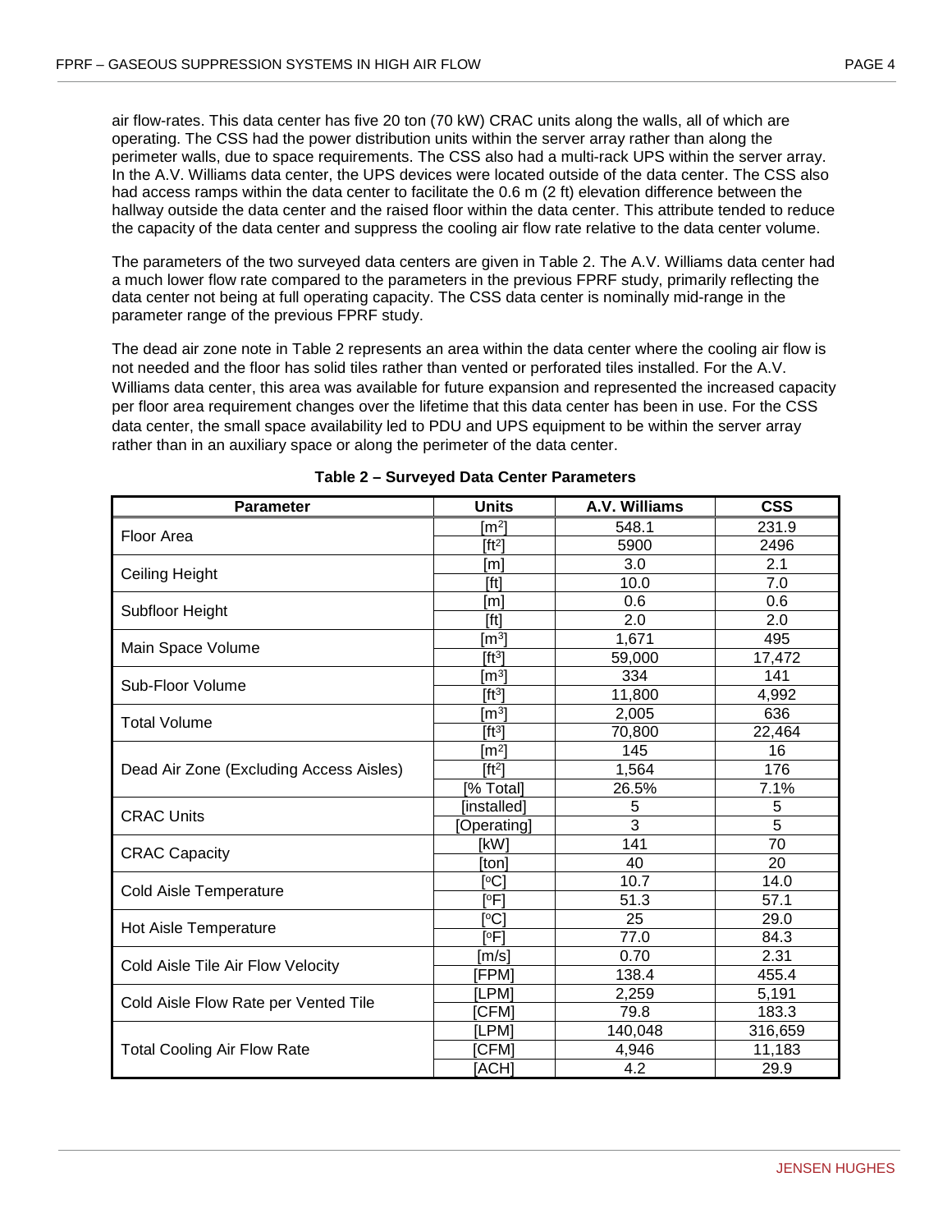air flow-rates. This data center has five 20 ton (70 kW) CRAC units along the walls, all of which are operating. The CSS had the power distribution units within the server array rather than along the perimeter walls, due to space requirements. The CSS also had a multi-rack UPS within the server array. In the A.V. Williams data center, the UPS devices were located outside of the data center. The CSS also had access ramps within the data center to facilitate the 0.6 m (2 ft) elevation difference between the hallway outside the data center and the raised floor within the data center. This attribute tended to reduce the capacity of the data center and suppress the cooling air flow rate relative to the data center volume.

The parameters of the two surveyed data centers are given in Table 2. The A.V. Williams data center had a much lower flow rate compared to the parameters in the previous FPRF study, primarily reflecting the data center not being at full operating capacity. The CSS data center is nominally mid-range in the parameter range of the previous FPRF study.

The dead air zone note in Table 2 represents an area within the data center where the cooling air flow is not needed and the floor has solid tiles rather than vented or perforated tiles installed. For the A.V. Williams data center, this area was available for future expansion and represented the increased capacity per floor area requirement changes over the lifetime that this data center has been in use. For the CSS data center, the small space availability led to PDU and UPS equipment to be within the server array rather than in an auxiliary space or along the perimeter of the data center.

**Table 2 – Surveyed Data Center Parameters**

| Parameter | Units | A.V. Williams | CSS |
|---|---|---|---|
| Floor Area | [m²] | 548.1 | 231.9 |
| | [ft²] | 5900 | 2496 |
| Ceiling Height | [m] | 3.0 | 2.1 |
| | [ft] | 10.0 | 7.0 |
| Subfloor Height | [m] | 0.6 | 0.6 |
| | [ft] | 2.0 | 2.0 |
| Main Space Volume | [m³] | 1,671 | 495 |
| | [ft³] | 59,000 | 17,472 |
| Sub-Floor Volume | [m³] | 334 | 141 |
| | [ft³] | 11,800 | 4,992 |
| Total Volume | [m³] | 2,005 | 636 |
| | [ft³] | 70,800 | 22,464 |
| Dead Air Zone (Excluding Access Aisles) | [m²] | 145 | 16 |
| | [ft²] | 1,564 | 176 |
| | [% Total] | 26.5% | 7.1% |
| CRAC Units | [installed] | 5 | 5 |
| | [Operating] | 3 | 5 |
| CRAC Capacity | [kW] | 141 | 70 |
| | [ton] | 40 | 20 |
| Cold Aisle Temperature | [°C] | 10.7 | 14.0 |
| | [°F] | 51.3 | 57.1 |
| Hot Aisle Temperature | [°C] | 25 | 29.0 |
| | [°F] | 77.0 | 84.3 |
| Cold Aisle Tile Air Flow Velocity | [m/s] | 0.70 | 2.31 |
| | [FPM] | 138.4 | 455.4 |
| Cold Aisle Flow Rate per Vented Tile | [LPM] | 2,259 | 5,191 |
| | [CFM] | 79.8 | 183.3 |
| Total Cooling Air Flow Rate | [LPM] | 140,048 | 316,659 |
| | [CFM] | 4,946 | 11,183 |
| | [ACH] | 4.2 | 29.9 |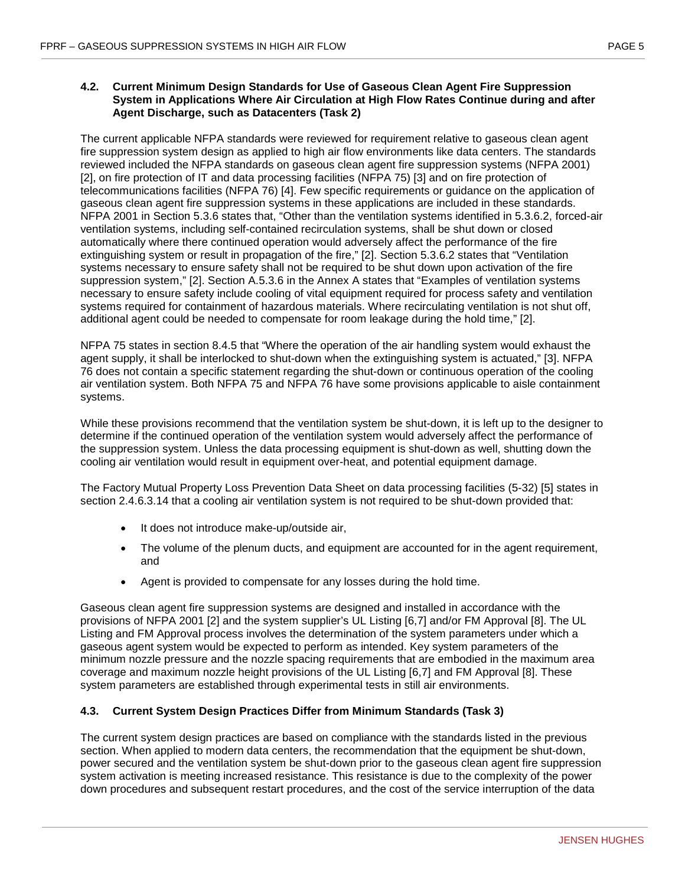### 4.2. Current Minimum Design Standards for Use of Gaseous Clean Agent Fire Suppression System in Applications Where Air Circulation at High Flow Rates Continue during and after Agent Discharge, such as Datacenters (Task 2)

The current applicable NFPA standards were reviewed for requirement relative to gaseous clean agent fire suppression system design as applied to high air flow environments like data centers. The standards reviewed included the NFPA standards on gaseous clean agent fire suppression systems (NFPA 2001) [2], on fire protection of IT and data processing facilities (NFPA 75) [3] and on fire protection of telecommunications facilities (NFPA 76) [4]. Few specific requirements or guidance on the application of gaseous clean agent fire suppression systems in these applications are included in these standards. NFPA 2001 in Section 5.3.6 states that, "Other than the ventilation systems identified in 5.3.6.2, forced-air ventilation systems, including self-contained recirculation systems, shall be shut down or closed automatically where there continued operation would adversely affect the performance of the fire extinguishing system or result in propagation of the fire," [2]. Section 5.3.6.2 states that "Ventilation systems necessary to ensure safety shall not be required to be shut down upon activation of the fire suppression system," [2]. Section A.5.3.6 in the Annex A states that "Examples of ventilation systems necessary to ensure safety include cooling of vital equipment required for process safety and ventilation systems required for containment of hazardous materials. Where recirculating ventilation is not shut off, additional agent could be needed to compensate for room leakage during the hold time," [2].

NFPA 75 states in section 8.4.5 that "Where the operation of the air handling system would exhaust the agent supply, it shall be interlocked to shut-down when the extinguishing system is actuated," [3]. NFPA 76 does not contain a specific statement regarding the shut-down or continuous operation of the cooling air ventilation system. Both NFPA 75 and NFPA 76 have some provisions applicable to aisle containment systems.

While these provisions recommend that the ventilation system be shut-down, it is left up to the designer to determine if the continued operation of the ventilation system would adversely affect the performance of the suppression system. Unless the data processing equipment is shut-down as well, shutting down the cooling air ventilation would result in equipment over-heat, and potential equipment damage.

The Factory Mutual Property Loss Prevention Data Sheet on data processing facilities (5-32) [5] states in section 2.4.6.3.14 that a cooling air ventilation system is not required to be shut-down provided that:

- It does not introduce make-up/outside air,
- The volume of the plenum ducts, and equipment are accounted for in the agent requirement, and
- Agent is provided to compensate for any losses during the hold time.

Gaseous clean agent fire suppression systems are designed and installed in accordance with the provisions of NFPA 2001 [2] and the system supplier's UL Listing [6,7] and/or FM Approval [8]. The UL Listing and FM Approval process involves the determination of the system parameters under which a gaseous agent system would be expected to perform as intended. Key system parameters of the minimum nozzle pressure and the nozzle spacing requirements that are embodied in the maximum area coverage and maximum nozzle height provisions of the UL Listing [6,7] and FM Approval [8]. These system parameters are established through experimental tests in still air environments.

### 4.3. Current System Design Practices Differ from Minimum Standards (Task 3)

The current system design practices are based on compliance with the standards listed in the previous section. When applied to modern data centers, the recommendation that the equipment be shut-down, power secured and the ventilation system be shut-down prior to the gaseous clean agent fire suppression system activation is meeting increased resistance. This resistance is due to the complexity of the power down procedures and subsequent restart procedures, and the cost of the service interruption of the data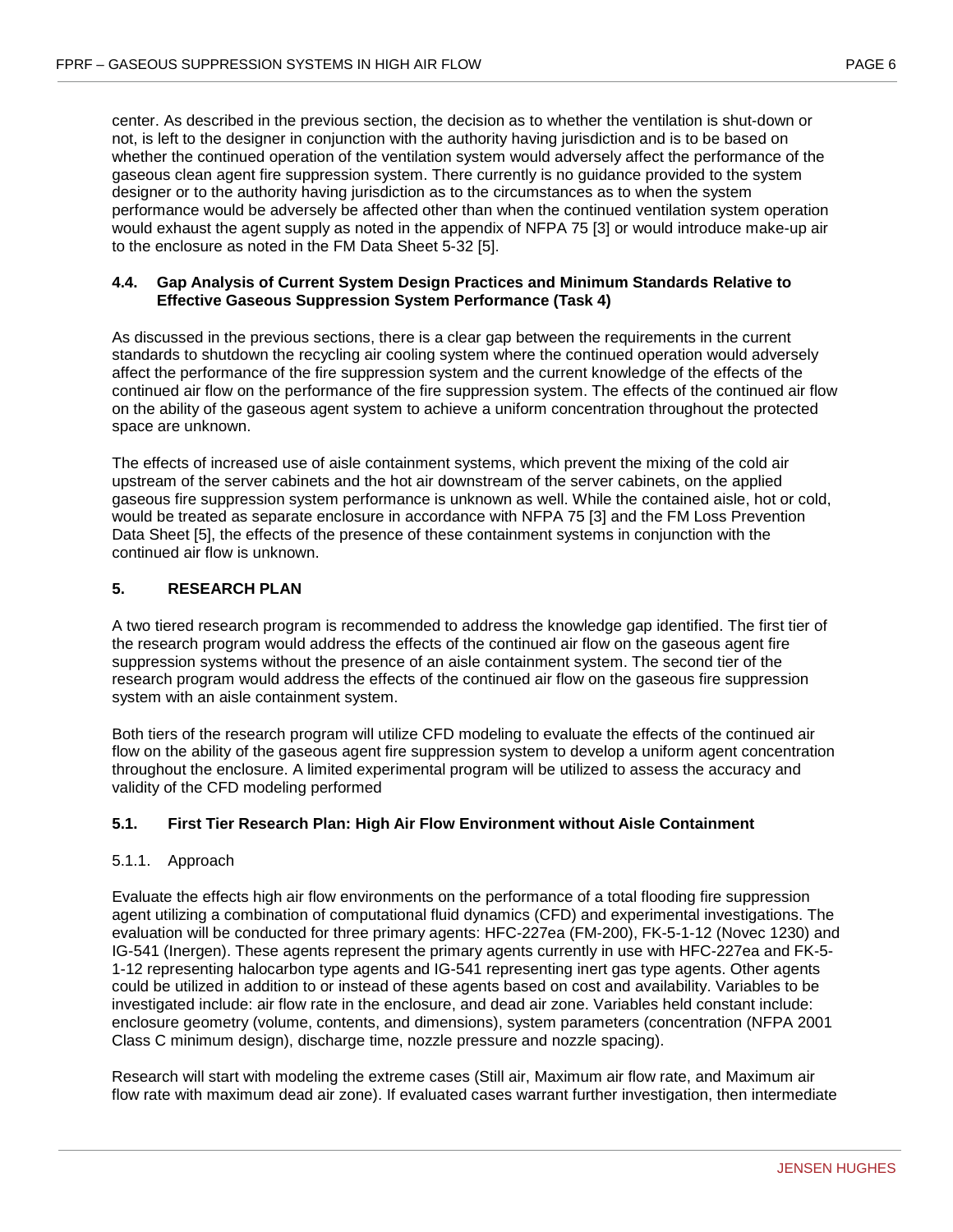center. As described in the previous section, the decision as to whether the ventilation is shut-down or not, is left to the designer in conjunction with the authority having jurisdiction and is to be based on whether the continued operation of the ventilation system would adversely affect the performance of the gaseous clean agent fire suppression system. There currently is no guidance provided to the system designer or to the authority having jurisdiction as to the circumstances as to when the system performance would be adversely be affected other than when the continued ventilation system operation would exhaust the agent supply as noted in the appendix of NFPA 75 [3] or would introduce make-up air to the enclosure as noted in the FM Data Sheet 5-32 [5].

### 4.4. Gap Analysis of Current System Design Practices and Minimum Standards Relative to Effective Gaseous Suppression System Performance (Task 4)

As discussed in the previous sections, there is a clear gap between the requirements in the current standards to shutdown the recycling air cooling system where the continued operation would adversely affect the performance of the fire suppression system and the current knowledge of the effects of the continued air flow on the performance of the fire suppression system. The effects of the continued air flow on the ability of the gaseous agent system to achieve a uniform concentration throughout the protected space are unknown.

The effects of increased use of aisle containment systems, which prevent the mixing of the cold air upstream of the server cabinets and the hot air downstream of the server cabinets, on the applied gaseous fire suppression system performance is unknown as well. While the contained aisle, hot or cold, would be treated as separate enclosure in accordance with NFPA 75 [3] and the FM Loss Prevention Data Sheet [5], the effects of the presence of these containment systems in conjunction with the continued air flow is unknown.

## 5. RESEARCH PLAN

A two tiered research program is recommended to address the knowledge gap identified. The first tier of the research program would address the effects of the continued air flow on the gaseous agent fire suppression systems without the presence of an aisle containment system. The second tier of the research program would address the effects of the continued air flow on the gaseous fire suppression system with an aisle containment system.

Both tiers of the research program will utilize CFD modeling to evaluate the effects of the continued air flow on the ability of the gaseous agent fire suppression system to develop a uniform agent concentration throughout the enclosure. A limited experimental program will be utilized to assess the accuracy and validity of the CFD modeling performed

### 5.1. First Tier Research Plan: High Air Flow Environment without Aisle Containment

#### 5.1.1. Approach

Evaluate the effects high air flow environments on the performance of a total flooding fire suppression agent utilizing a combination of computational fluid dynamics (CFD) and experimental investigations. The evaluation will be conducted for three primary agents: HFC-227ea (FM-200), FK-5-1-12 (Novec 1230) and IG-541 (Inergen). These agents represent the primary agents currently in use with HFC-227ea and FK-5-1-12 representing halocarbon type agents and IG-541 representing inert gas type agents. Other agents could be utilized in addition to or instead of these agents based on cost and availability. Variables to be investigated include: air flow rate in the enclosure, and dead air zone. Variables held constant include: enclosure geometry (volume, contents, and dimensions), system parameters (concentration (NFPA 2001 Class C minimum design), discharge time, nozzle pressure and nozzle spacing).

Research will start with modeling the extreme cases (Still air, Maximum air flow rate, and Maximum air flow rate with maximum dead air zone). If evaluated cases warrant further investigation, then intermediate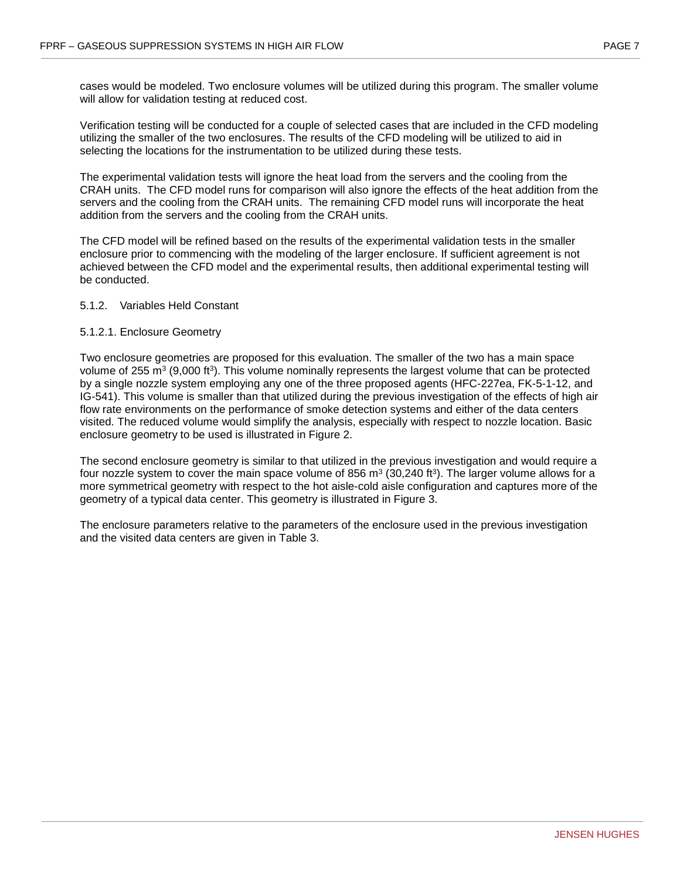cases would be modeled. Two enclosure volumes will be utilized during this program. The smaller volume will allow for validation testing at reduced cost.

Verification testing will be conducted for a couple of selected cases that are included in the CFD modeling utilizing the smaller of the two enclosures. The results of the CFD modeling will be utilized to aid in selecting the locations for the instrumentation to be utilized during these tests.

The experimental validation tests will ignore the heat load from the servers and the cooling from the CRAH units. The CFD model runs for comparison will also ignore the effects of the heat addition from the servers and the cooling from the CRAH units. The remaining CFD model runs will incorporate the heat addition from the servers and the cooling from the CRAH units.

The CFD model will be refined based on the results of the experimental validation tests in the smaller enclosure prior to commencing with the modeling of the larger enclosure. If sufficient agreement is not achieved between the CFD model and the experimental results, then additional experimental testing will be conducted.

### 5.1.2. Variables Held Constant

#### 5.1.2.1. Enclosure Geometry

Two enclosure geometries are proposed for this evaluation. The smaller of the two has a main space volume of 255 $m^3$ (9,000 $ft^3$). This volume nominally represents the largest volume that can be protected by a single nozzle system employing any one of the three proposed agents (HFC-227ea, FK-5-1-12, and IG-541). This volume is smaller than that utilized during the previous investigation of the effects of high air flow rate environments on the performance of smoke detection systems and either of the data centers visited. The reduced volume would simplify the analysis, especially with respect to nozzle location. Basic enclosure geometry to be used is illustrated in Figure 2.

The second enclosure geometry is similar to that utilized in the previous investigation and would require a four nozzle system to cover the main space volume of 856 $m^3$ (30,240 $ft^3$). The larger volume allows for a more symmetrical geometry with respect to the hot aisle-cold aisle configuration and captures more of the geometry of a typical data center. This geometry is illustrated in Figure 3.

The enclosure parameters relative to the parameters of the enclosure used in the previous investigation and the visited data centers are given in Table 3.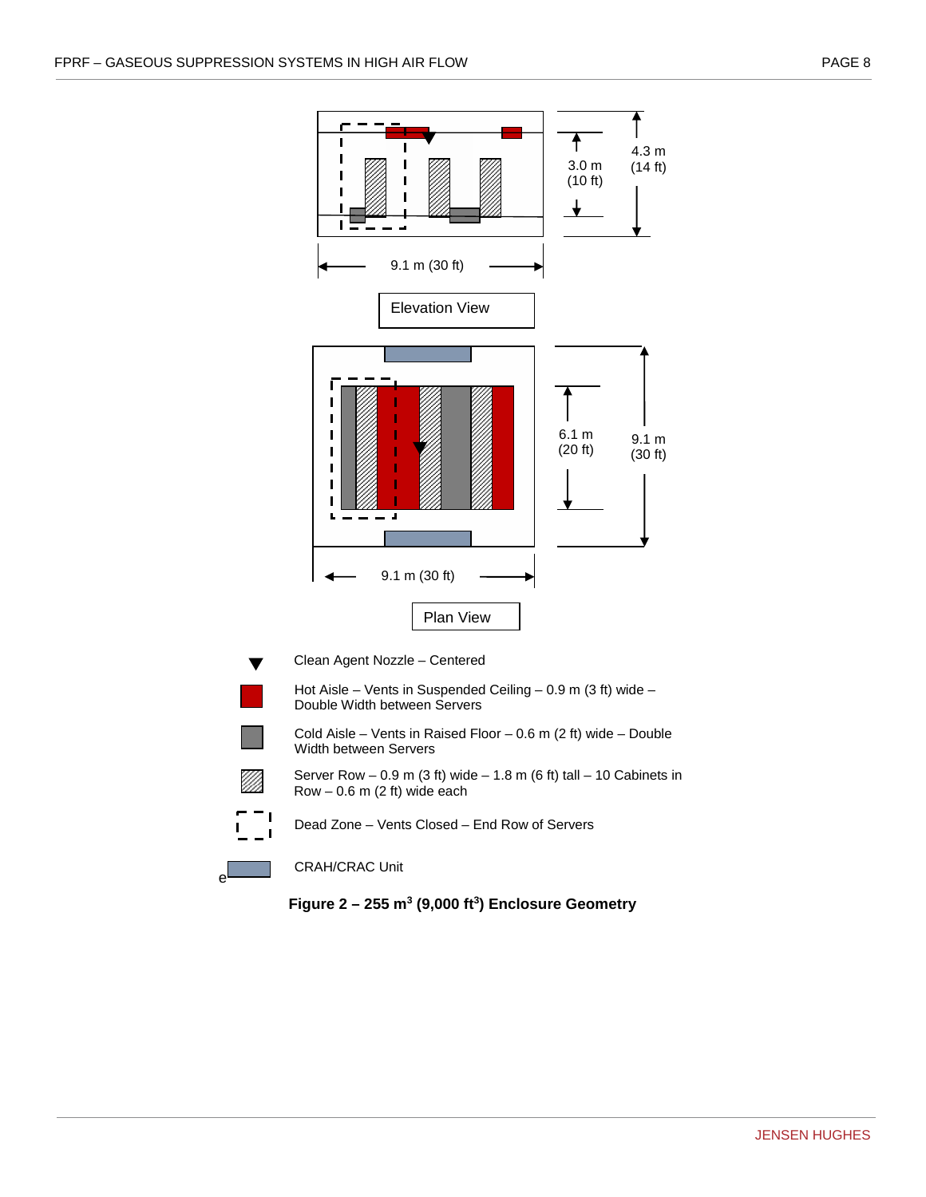Elevation View

9.1 m (30 ft)

3.0 m (10 ft)

4.3 m (14 ft)

Plan View

9.1 m (30 ft)

6.1 m (20 ft)

9.1 m (30 ft)

Clean Agent Nozzle – Centered

Hot Aisle – Vents in Suspended Ceiling – 0.9 m (3 ft) wide – Double Width between Servers

Cold Aisle – Vents in Raised Floor – 0.6 m (2 ft) wide – Double Width between Servers

Server Row – 0.9 m (3 ft) wide – 1.8 m (6 ft) tall – 10 Cabinets in Row – 0.6 m (2 ft) wide each

Dead Zone – Vents Closed – End Row of Servers

CRAH/CRAC Unit

**Figure 2 – 255 m$^3$ (9,000 ft$^3$) Enclosure Geometry**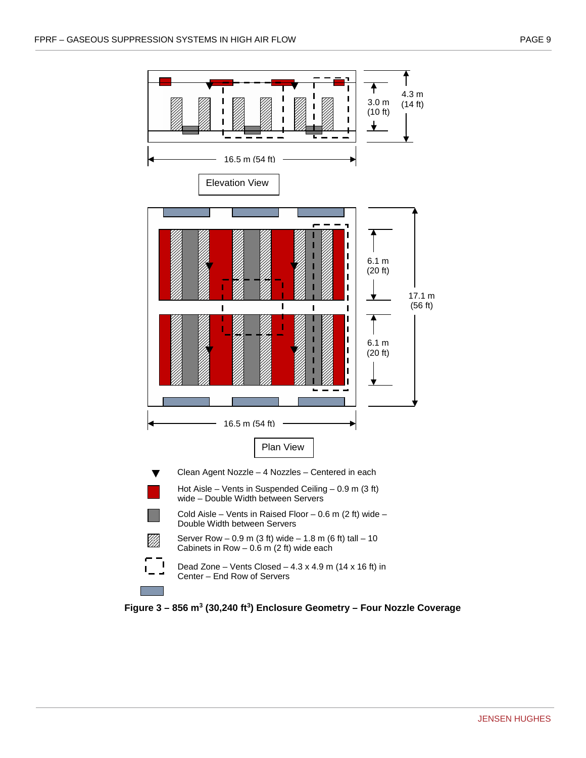Elevation View

3.0 m (10 ft)

4.3 m (14 ft)

16.5 m (54 ft)

Plan View

6.1 m (20 ft)

6.1 m (20 ft)

17.1 m (56 ft)

16.5 m (54 ft)

- Clean Agent Nozzle – 4 Nozzles – Centered in each
- Hot Aisle – Vents in Suspended Ceiling – 0.9 m (3 ft) wide – Double Width between Servers
- Cold Aisle – Vents in Raised Floor – 0.6 m (2 ft) wide – Double Width between Servers
- Server Row – 0.9 m (3 ft) wide – 1.8 m (6 ft) tall – 10 Cabinets in Row – 0.6 m (2 ft) wide each
- Dead Zone – Vents Closed – 4.3 x 4.9 m (14 x 16 ft) in Center – End Row of Servers

**Figure 3 – 856 m$^3$ (30,240 ft$^3$) Enclosure Geometry – Four Nozzle Coverage**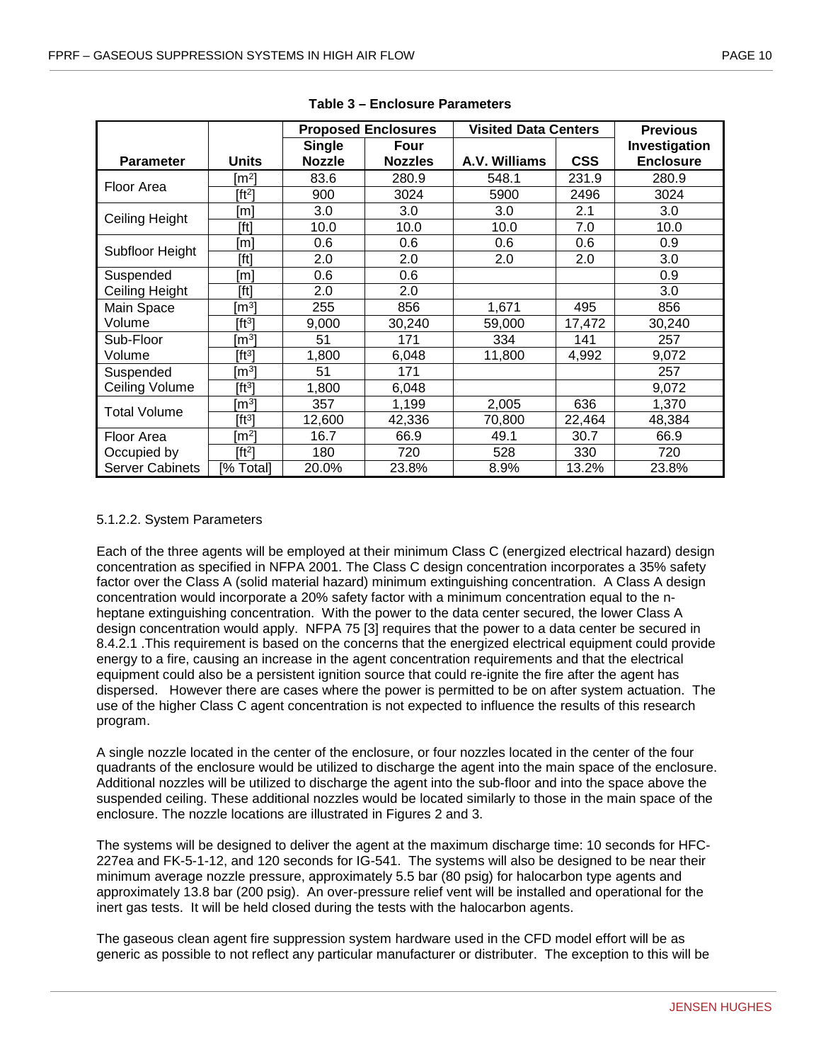**Table 3 – Enclosure Parameters**

| Parameter | Units | Proposed Enclosures | | Visited Data Centers | | Previous Investigation Enclosure |
|---|---|---|---|---|---|---|
| | | Single Nozzle | Four Nozzles | A.V. Williams | CSS | |
| Floor Area | [$m^2$] | 83.6 | 280.9 | 548.1 | 231.9 | 280.9 |
| | [$ft^2$] | 900 | 3024 | 5900 | 2496 | 3024 |
| Ceiling Height | [m] | 3.0 | 3.0 | 3.0 | 2.1 | 3.0 |
| | [ft] | 10.0 | 10.0 | 10.0 | 7.0 | 10.0 |
| Subfloor Height | [m] | 0.6 | 0.6 | 0.6 | 0.6 | 0.9 |
| | [ft] | 2.0 | 2.0 | 2.0 | 2.0 | 3.0 |
| Suspended Ceiling Height | [m] | 0.6 | 0.6 | | | 0.9 |
| | [ft] | 2.0 | 2.0 | | | 3.0 |
| Main Space Volume | [$m^3$] | 255 | 856 | 1,671 | 495 | 856 |
| | [$ft^3$] | 9,000 | 30,240 | 59,000 | 17,472 | 30,240 |
| Sub-Floor Volume | [$m^3$] | 51 | 171 | 334 | 141 | 257 |
| | [$ft^3$] | 1,800 | 6,048 | 11,800 | 4,992 | 9,072 |
| Suspended Ceiling Volume | [$m^3$] | 51 | 171 | | | 257 |
| | [$ft^3$] | 1,800 | 6,048 | | | 9,072 |
| Total Volume | [$m^3$] | 357 | 1,199 | 2,005 | 636 | 1,370 |
| | [$ft^3$] | 12,600 | 42,336 | 70,800 | 22,464 | 48,384 |
| Floor Area Occupied by Server Cabinets | [$m^2$] | 16.7 | 66.9 | 49.1 | 30.7 | 66.9 |
| | [$ft^2$] | 180 | 720 | 528 | 330 | 720 |
| | [% Total] | 20.0% | 23.8% | 8.9% | 13.2% | 23.8% |

5.1.2.2. System Parameters

Each of the three agents will be employed at their minimum Class C (energized electrical hazard) design concentration as specified in NFPA 2001. The Class C design concentration incorporates a 35% safety factor over the Class A (solid material hazard) minimum extinguishing concentration. A Class A design concentration would incorporate a 20% safety factor with a minimum concentration equal to the n-heptane extinguishing concentration. With the power to the data center secured, the lower Class A design concentration would apply. NFPA 75 [3] requires that the power to a data center be secured in 8.4.2.1 .This requirement is based on the concerns that the energized electrical equipment could provide energy to a fire, causing an increase in the agent concentration requirements and that the electrical equipment could also be a persistent ignition source that could re-ignite the fire after the agent has dispersed. However there are cases where the power is permitted to be on after system actuation. The use of the higher Class C agent concentration is not expected to influence the results of this research program.

A single nozzle located in the center of the enclosure, or four nozzles located in the center of the four quadrants of the enclosure would be utilized to discharge the agent into the main space of the enclosure. Additional nozzles will be utilized to discharge the agent into the sub-floor and into the space above the suspended ceiling. These additional nozzles would be located similarly to those in the main space of the enclosure. The nozzle locations are illustrated in Figures 2 and 3.

The systems will be designed to deliver the agent at the maximum discharge time: 10 seconds for HFC-227ea and FK-5-1-12, and 120 seconds for IG-541. The systems will also be designed to be near their minimum average nozzle pressure, approximately 5.5 bar (80 psig) for halocarbon type agents and approximately 13.8 bar (200 psig). An over-pressure relief vent will be installed and operational for the inert gas tests. It will be held closed during the tests with the halocarbon agents.

The gaseous clean agent fire suppression system hardware used in the CFD model effort will be as generic as possible to not reflect any particular manufacturer or distributer. The exception to this will be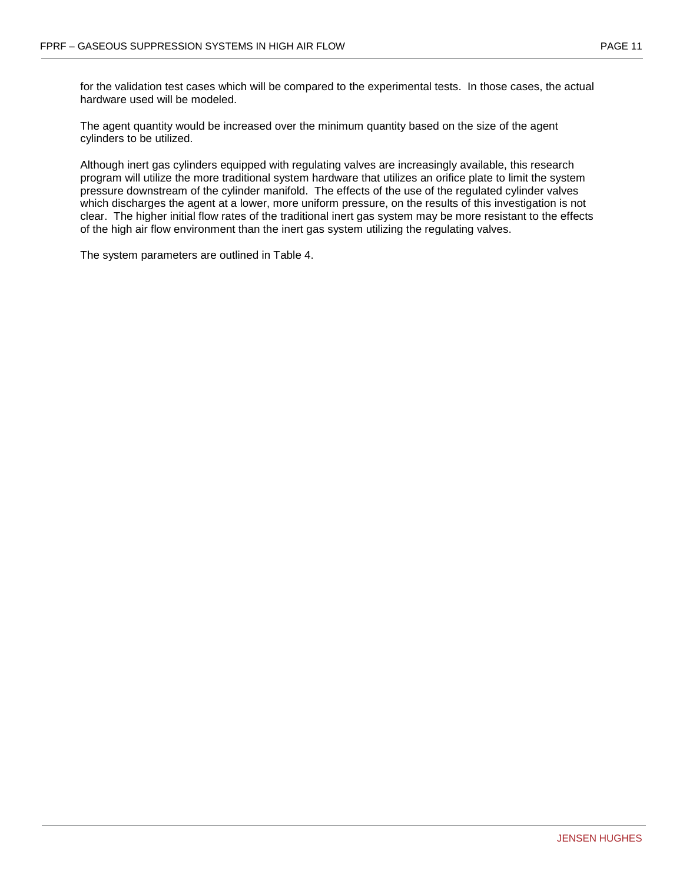for the validation test cases which will be compared to the experimental tests. In those cases, the actual hardware used will be modeled.

The agent quantity would be increased over the minimum quantity based on the size of the agent cylinders to be utilized.

Although inert gas cylinders equipped with regulating valves are increasingly available, this research program will utilize the more traditional system hardware that utilizes an orifice plate to limit the system pressure downstream of the cylinder manifold. The effects of the use of the regulated cylinder valves which discharges the agent at a lower, more uniform pressure, on the results of this investigation is not clear. The higher initial flow rates of the traditional inert gas system may be more resistant to the effects of the high air flow environment than the inert gas system utilizing the regulating valves.

The system parameters are outlined in Table 4.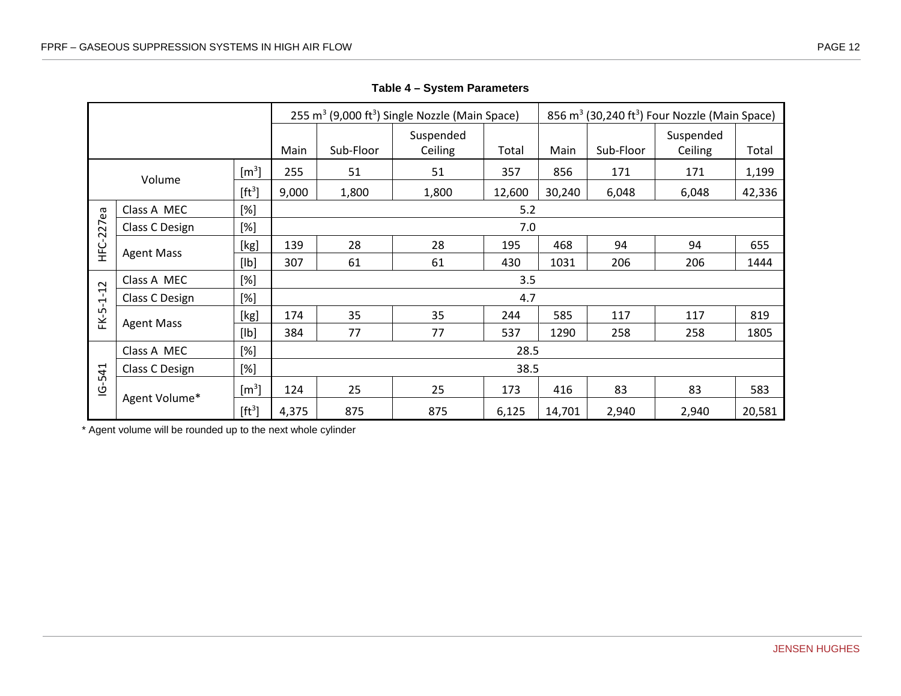**Table 4 – System Parameters**

| | | | 255 $m^3$ (9,000 $ft^3$) Single Nozzle (Main Space) | | | | 856 $m^3$ (30,240 $ft^3$) Four Nozzle (Main Space) | | | |
|---|---|---|---|---|---|---|---|---|---|---|
| | | | Main | Sub-Floor | Suspended Ceiling | Total | Main | Sub-Floor | Suspended Ceiling | Total |
| Volume | | [$m^3$] | 255 | 51 | 51 | 357 | 856 | 171 | 171 | 1,199 |
| | | [$ft^3$] | 9,000 | 1,800 | 1,800 | 12,600 | 30,240 | 6,048 | 6,048 | 42,336 |
| HFC-227ea | Class A MEC | [%] | 5.2 | | | | | | | |
| | Class C Design | [%] | 7.0 | | | | | | | |
| | Agent Mass | [kg] | 139 | 28 | 28 | 195 | 468 | 94 | 94 | 655 |
| | | [lb] | 307 | 61 | 61 | 430 | 1031 | 206 | 206 | 1444 |
| FK-5-1-12 | Class A MEC | [%] | 3.5 | | | | | | | |
| | Class C Design | [%] | 4.7 | | | | | | | |
| | Agent Mass | [kg] | 174 | 35 | 35 | 244 | 585 | 117 | 117 | 819 |
| | | [lb] | 384 | 77 | 77 | 537 | 1290 | 258 | 258 | 1805 |
| IG-541 | Class A MEC | [%] | 28.5 | | | | | | | |
| | Class C Design | [%] | 38.5 | | | | | | | |
| | Agent Volume* | [$m^3$] | 124 | 25 | 25 | 173 | 416 | 83 | 83 | 583 |
| | | [$ft^3$] | 4,375 | 875 | 875 | 6,125 | 14,701 | 2,940 | 2,940 | 20,581 |

* Agent volume will be rounded up to the next whole cylinder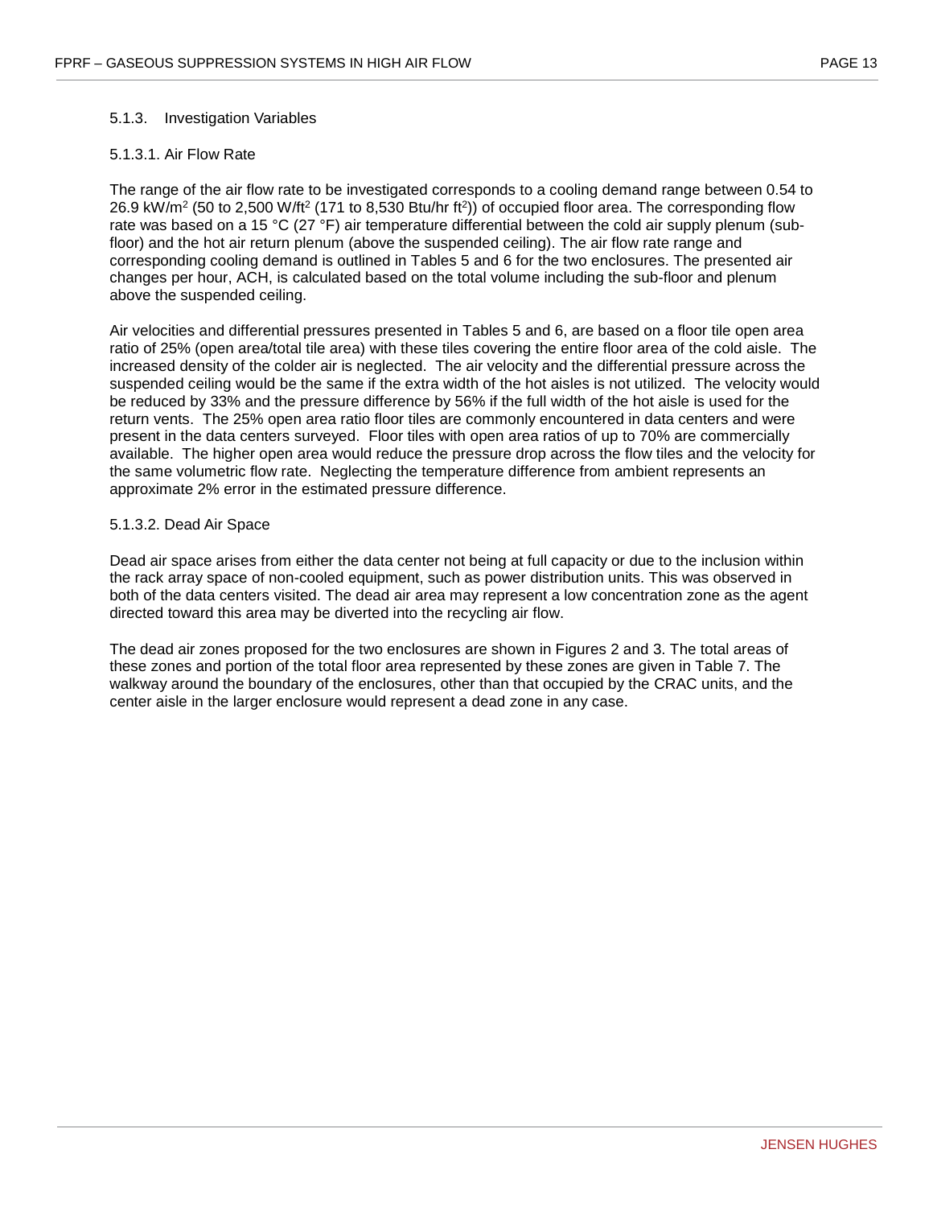### 5.1.3. Investigation Variables

#### 5.1.3.1. Air Flow Rate

The range of the air flow rate to be investigated corresponds to a cooling demand range between 0.54 to 26.9 kW/m$^2$ (50 to 2,500 W/ft$^2$ (171 to 8,530 Btu/hr ft$^2$)) of occupied floor area. The corresponding flow rate was based on a 15 °C (27 °F) air temperature differential between the cold air supply plenum (sub-floor) and the hot air return plenum (above the suspended ceiling). The air flow rate range and corresponding cooling demand is outlined in Tables 5 and 6 for the two enclosures. The presented air changes per hour, ACH, is calculated based on the total volume including the sub-floor and plenum above the suspended ceiling.

Air velocities and differential pressures presented in Tables 5 and 6, are based on a floor tile open area ratio of 25% (open area/total tile area) with these tiles covering the entire floor area of the cold aisle. The increased density of the colder air is neglected. The air velocity and the differential pressure across the suspended ceiling would be the same if the extra width of the hot aisles is not utilized. The velocity would be reduced by 33% and the pressure difference by 56% if the full width of the hot aisle is used for the return vents. The 25% open area ratio floor tiles are commonly encountered in data centers and were present in the data centers surveyed. Floor tiles with open area ratios of up to 70% are commercially available. The higher open area would reduce the pressure drop across the flow tiles and the velocity for the same volumetric flow rate. Neglecting the temperature difference from ambient represents an approximate 2% error in the estimated pressure difference.

#### 5.1.3.2. Dead Air Space

Dead air space arises from either the data center not being at full capacity or due to the inclusion within the rack array space of non-cooled equipment, such as power distribution units. This was observed in both of the data centers visited. The dead air area may represent a low concentration zone as the agent directed toward this area may be diverted into the recycling air flow.

The dead air zones proposed for the two enclosures are shown in Figures 2 and 3. The total areas of these zones and portion of the total floor area represented by these zones are given in Table 7. The walkway around the boundary of the enclosures, other than that occupied by the CRAC units, and the center aisle in the larger enclosure would represent a dead zone in any case.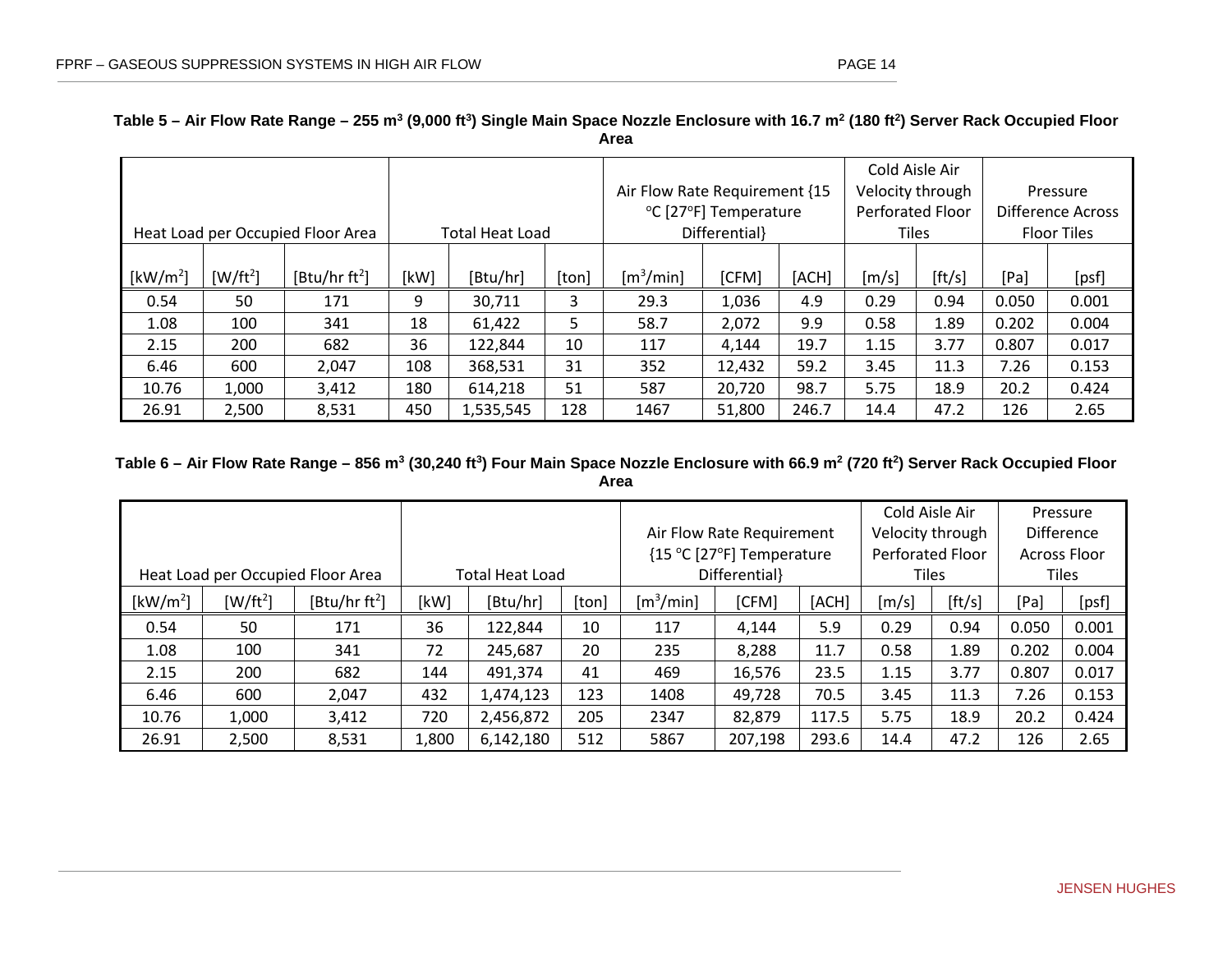**Table 5 – Air Flow Rate Range – 255 m$^3$ (9,000 ft$^3$) Single Main Space Nozzle Enclosure with 16.7 m$^2$ (180 ft$^2$) Server Rack Occupied Floor Area**

| Heat Load per Occupied Floor Area | | | Total Heat Load | | | Air Flow Rate Requirement {15 °C [27°F] Temperature Differential} | | | Cold Aisle Air Velocity through Perforated Floor Tiles | | Pressure Difference Across Floor Tiles | |
|---|---|---|---|---|---|---|---|---|---|---|---|---|
| [kW/m$^2$] | [W/ft$^2$] | [Btu/hr ft$^2$] | [kW] | [Btu/hr] | [ton] | [m$^3$/min] | [CFM] | [ACH] | [m/s] | [ft/s] | [Pa] | [psf] |
| 0.54 | 50 | 171 | 9 | 30,711 | 3 | 29.3 | 1,036 | 4.9 | 0.29 | 0.94 | 0.050 | 0.001 |
| 1.08 | 100 | 341 | 18 | 61,422 | 5 | 58.7 | 2,072 | 9.9 | 0.58 | 1.89 | 0.202 | 0.004 |
| 2.15 | 200 | 682 | 36 | 122,844 | 10 | 117 | 4,144 | 19.7 | 1.15 | 3.77 | 0.807 | 0.017 |
| 6.46 | 600 | 2,047 | 108 | 368,531 | 31 | 352 | 12,432 | 59.2 | 3.45 | 11.3 | 7.26 | 0.153 |
| 10.76 | 1,000 | 3,412 | 180 | 614,218 | 51 | 587 | 20,720 | 98.7 | 5.75 | 18.9 | 20.2 | 0.424 |
| 26.91 | 2,500 | 8,531 | 450 | 1,535,545 | 128 | 1467 | 51,800 | 246.7 | 14.4 | 47.2 | 126 | 2.65 |

**Table 6 – Air Flow Rate Range – 856 m$^3$ (30,240 ft$^3$) Four Main Space Nozzle Enclosure with 66.9 m$^2$ (720 ft$^2$) Server Rack Occupied Floor Area**

| Heat Load per Occupied Floor Area | | | Total Heat Load | | | Air Flow Rate Requirement {15 °C [27°F] Temperature Differential} | | | Cold Aisle Air Velocity through Perforated Floor Tiles | | Pressure Difference Across Floor Tiles | |
|---|---|---|---|---|---|---|---|---|---|---|---|---|
| [kW/m$^2$] | [W/ft$^2$] | [Btu/hr ft$^2$] | [kW] | [Btu/hr] | [ton] | [m$^3$/min] | [CFM] | [ACH] | [m/s] | [ft/s] | [Pa] | [psf] |
| 0.54 | 50 | 171 | 36 | 122,844 | 10 | 117 | 4,144 | 5.9 | 0.29 | 0.94 | 0.050 | 0.001 |
| 1.08 | 100 | 341 | 72 | 245,687 | 20 | 235 | 8,288 | 11.7 | 0.58 | 1.89 | 0.202 | 0.004 |
| 2.15 | 200 | 682 | 144 | 491,374 | 41 | 469 | 16,576 | 23.5 | 1.15 | 3.77 | 0.807 | 0.017 |
| 6.46 | 600 | 2,047 | 432 | 1,474,123 | 123 | 1408 | 49,728 | 70.5 | 3.45 | 11.3 | 7.26 | 0.153 |
| 10.76 | 1,000 | 3,412 | 720 | 2,456,872 | 205 | 2347 | 82,879 | 117.5 | 5.75 | 18.9 | 20.2 | 0.424 |
| 26.91 | 2,500 | 8,531 | 1,800 | 6,142,180 | 512 | 5867 | 207,198 | 293.6 | 14.4 | 47.2 | 126 | 2.65 |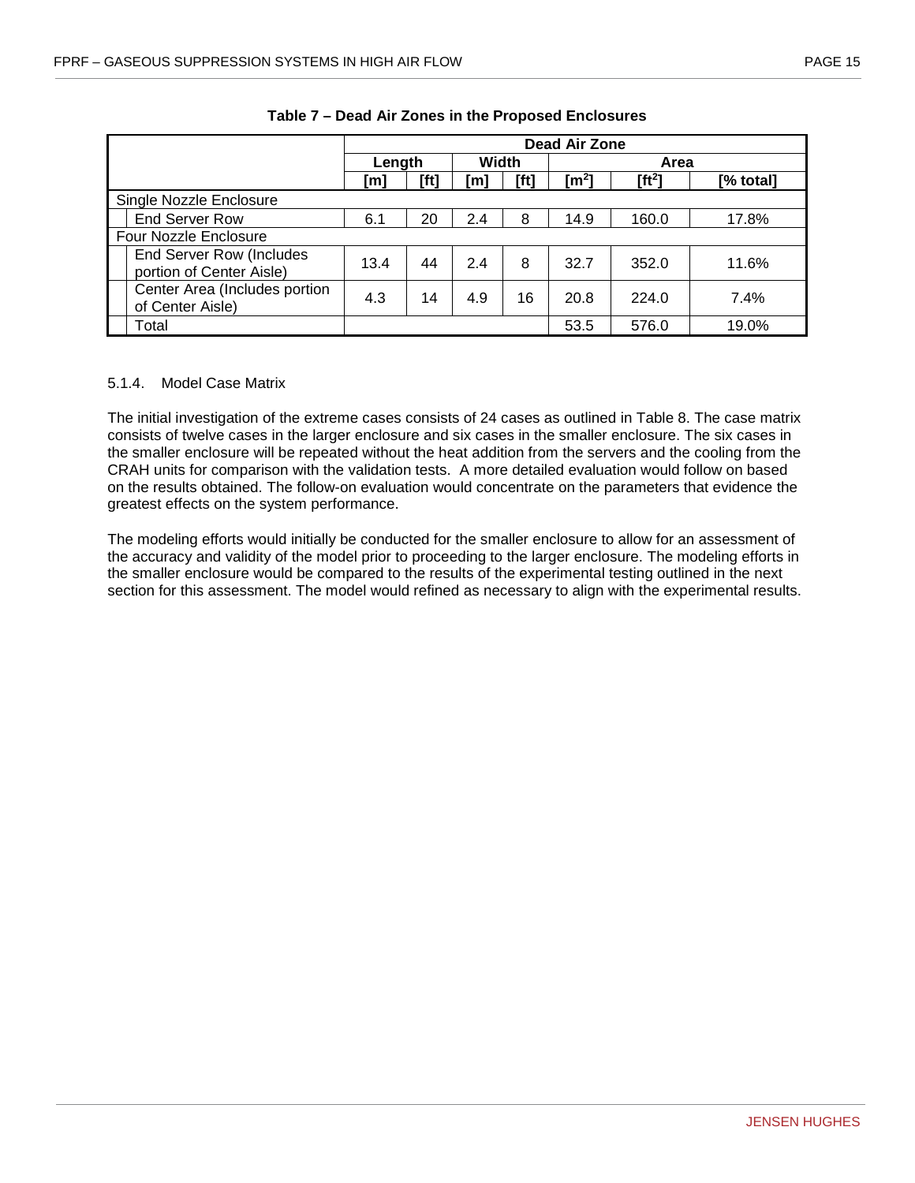**Table 7 – Dead Air Zones in the Proposed Enclosures**

| | Dead Air Zone | | | | | | |
|---|---|---|---|---|---|---|---|
| | Length | | Width | | Area | | |
| | [m] | [ft] | [m] | [ft] | [$m^2$] | [$ft^2$] | [% total] |
| Single Nozzle Enclosure | | | | | | | |
| End Server Row | 6.1 | 20 | 2.4 | 8 | 14.9 | 160.0 | 17.8% |
| Four Nozzle Enclosure | | | | | | | |
| End Server Row (Includes portion of Center Aisle) | 13.4 | 44 | 2.4 | 8 | 32.7 | 352.0 | 11.6% |
| Center Area (Includes portion of Center Aisle) | 4.3 | 14 | 4.9 | 16 | 20.8 | 224.0 | 7.4% |
| Total | | | | | 53.5 | 576.0 | 19.0% |

### 5.1.4. Model Case Matrix

The initial investigation of the extreme cases consists of 24 cases as outlined in Table 8. The case matrix consists of twelve cases in the larger enclosure and six cases in the smaller enclosure. The six cases in the smaller enclosure will be repeated without the heat addition from the servers and the cooling from the CRAH units for comparison with the validation tests. A more detailed evaluation would follow on based on the results obtained. The follow-on evaluation would concentrate on the parameters that evidence the greatest effects on the system performance.

The modeling efforts would initially be conducted for the smaller enclosure to allow for an assessment of the accuracy and validity of the model prior to proceeding to the larger enclosure. The modeling efforts in the smaller enclosure would be compared to the results of the experimental testing outlined in the next section for this assessment. The model would refined as necessary to align with the experimental results.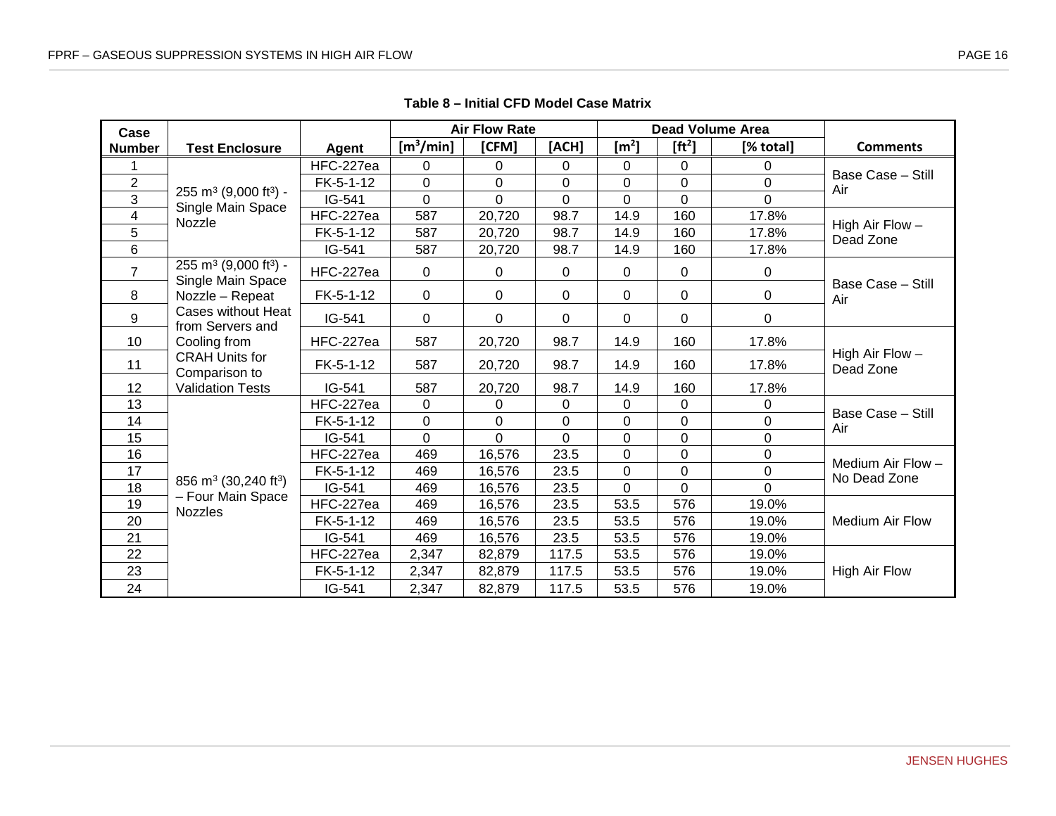**Table 8 – Initial CFD Model Case Matrix**

| Case Number | Test Enclosure | Agent | Air Flow Rate | | | Dead Volume Area | | | Comments |
|---|---|---|---|---|---|---|---|---|---|
| | | | [m$^3$/min] | [CFM] | [ACH] | [m$^2$] | [ft$^2$] | [% total] | |
| 1 | 255 m$^3$ (9,000 ft$^3$) - Single Main Space Nozzle | HFC-227ea | 0 | 0 | 0 | 0 | 0 | 0 | Base Case – Still Air |
| 2 | | FK-5-1-12 | 0 | 0 | 0 | 0 | 0 | 0 | |
| 3 | | IG-541 | 0 | 0 | 0 | 0 | 0 | 0 | |
| 4 | | HFC-227ea | 587 | 20,720 | 98.7 | 14.9 | 160 | 17.8% | High Air Flow – Dead Zone |
| 5 | | FK-5-1-12 | 587 | 20,720 | 98.7 | 14.9 | 160 | 17.8% | |
| 6 | | IG-541 | 587 | 20,720 | 98.7 | 14.9 | 160 | 17.8% | |
| 7 | 255 m$^3$ (9,000 ft$^3$) - Single Main Space Nozzle – Repeat Cases without Heat from Servers and Cooling from CRAH Units for Comparison to Validation Tests | HFC-227ea | 0 | 0 | 0 | 0 | 0 | 0 | Base Case – Still Air |
| 8 | | FK-5-1-12 | 0 | 0 | 0 | 0 | 0 | 0 | |
| 9 | | IG-541 | 0 | 0 | 0 | 0 | 0 | 0 | |
| 10 | | HFC-227ea | 587 | 20,720 | 98.7 | 14.9 | 160 | 17.8% | High Air Flow – Dead Zone |
| 11 | | FK-5-1-12 | 587 | 20,720 | 98.7 | 14.9 | 160 | 17.8% | |
| 12 | | IG-541 | 587 | 20,720 | 98.7 | 14.9 | 160 | 17.8% | |
| 13 | 856 m$^3$ (30,240 ft$^3$) – Four Main Space Nozzles | HFC-227ea | 0 | 0 | 0 | 0 | 0 | 0 | Base Case – Still Air |
| 14 | | FK-5-1-12 | 0 | 0 | 0 | 0 | 0 | 0 | |
| 15 | | IG-541 | 0 | 0 | 0 | 0 | 0 | 0 | |
| 16 | | HFC-227ea | 469 | 16,576 | 23.5 | 0 | 0 | 0 | Medium Air Flow – No Dead Zone |
| 17 | | FK-5-1-12 | 469 | 16,576 | 23.5 | 0 | 0 | 0 | |
| 18 | | IG-541 | 469 | 16,576 | 23.5 | 0 | 0 | 0 | |
| 19 | | HFC-227ea | 469 | 16,576 | 23.5 | 53.5 | 576 | 19.0% | Medium Air Flow |
| 20 | | FK-5-1-12 | 469 | 16,576 | 23.5 | 53.5 | 576 | 19.0% | |
| 21 | | IG-541 | 469 | 16,576 | 23.5 | 53.5 | 576 | 19.0% | |
| 22 | | HFC-227ea | 2,347 | 82,879 | 117.5 | 53.5 | 576 | 19.0% | High Air Flow |
| 23 | | FK-5-1-12 | 2,347 | 82,879 | 117.5 | 53.5 | 576 | 19.0% | |
| 24 | | IG-541 | 2,347 | 82,879 | 117.5 | 53.5 | 576 | 19.0% | |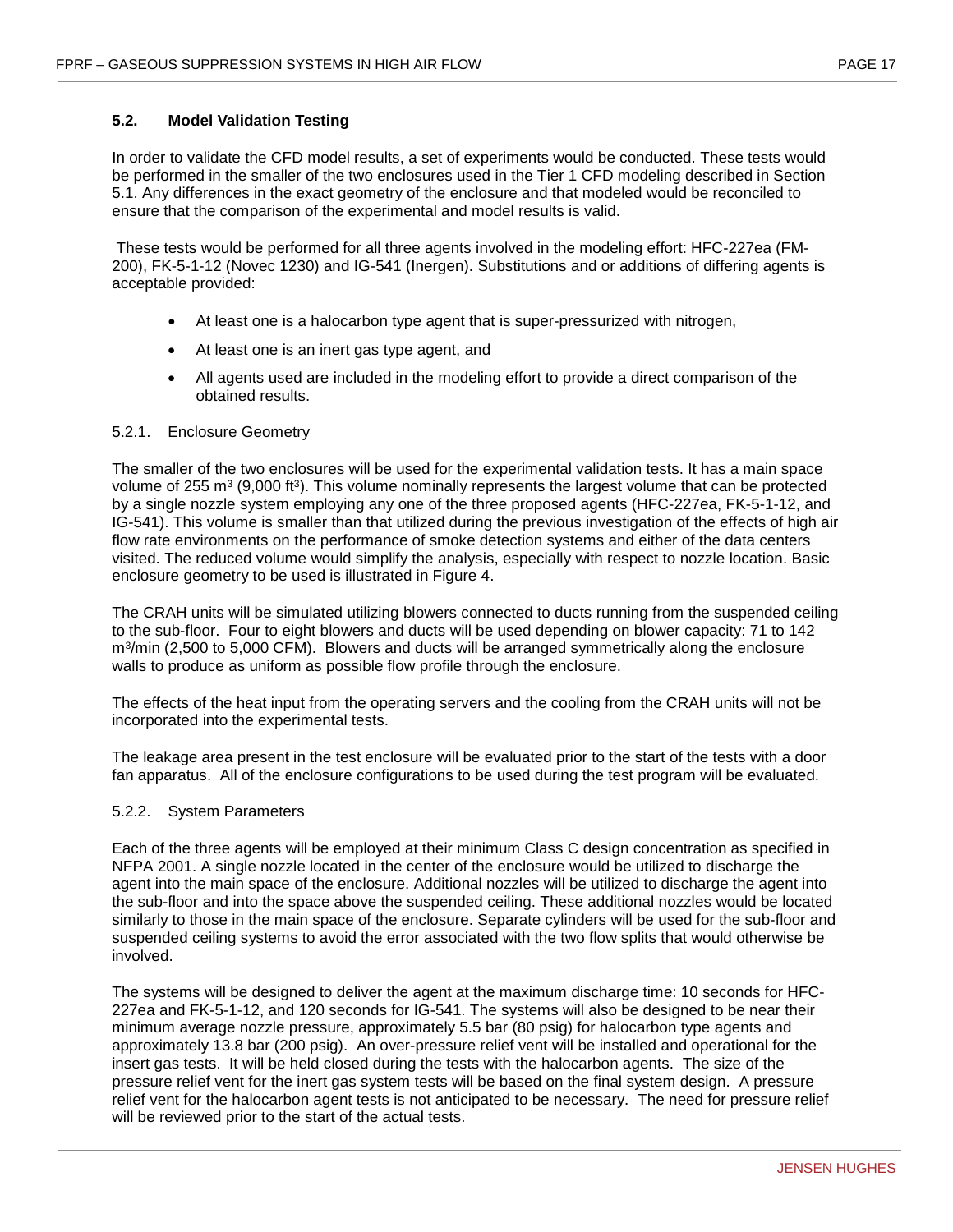### 5.2. Model Validation Testing

In order to validate the CFD model results, a set of experiments would be conducted. These tests would be performed in the smaller of the two enclosures used in the Tier 1 CFD modeling described in Section 5.1. Any differences in the exact geometry of the enclosure and that modeled would be reconciled to ensure that the comparison of the experimental and model results is valid.

These tests would be performed for all three agents involved in the modeling effort: HFC-227ea (FM-200), FK-5-1-12 (Novec 1230) and IG-541 (Inergen). Substitutions and or additions of differing agents is acceptable provided:

- At least one is a halocarbon type agent that is super-pressurized with nitrogen,
- At least one is an inert gas type agent, and
- All agents used are included in the modeling effort to provide a direct comparison of the obtained results.

#### 5.2.1. Enclosure Geometry

The smaller of the two enclosures will be used for the experimental validation tests. It has a main space volume of 255 $m^3$ (9,000 $ft^3$). This volume nominally represents the largest volume that can be protected by a single nozzle system employing any one of the three proposed agents (HFC-227ea, FK-5-1-12, and IG-541). This volume is smaller than that utilized during the previous investigation of the effects of high air flow rate environments on the performance of smoke detection systems and either of the data centers visited. The reduced volume would simplify the analysis, especially with respect to nozzle location. Basic enclosure geometry to be used is illustrated in Figure 4.

The CRAH units will be simulated utilizing blowers connected to ducts running from the suspended ceiling to the sub-floor. Four to eight blowers and ducts will be used depending on blower capacity: 71 to 142 $m^3$/min (2,500 to 5,000 CFM). Blowers and ducts will be arranged symmetrically along the enclosure walls to produce as uniform as possible flow profile through the enclosure.

The effects of the heat input from the operating servers and the cooling from the CRAH units will not be incorporated into the experimental tests.

The leakage area present in the test enclosure will be evaluated prior to the start of the tests with a door fan apparatus. All of the enclosure configurations to be used during the test program will be evaluated.

#### 5.2.2. System Parameters

Each of the three agents will be employed at their minimum Class C design concentration as specified in NFPA 2001. A single nozzle located in the center of the enclosure would be utilized to discharge the agent into the main space of the enclosure. Additional nozzles will be utilized to discharge the agent into the sub-floor and into the space above the suspended ceiling. These additional nozzles would be located similarly to those in the main space of the enclosure. Separate cylinders will be used for the sub-floor and suspended ceiling systems to avoid the error associated with the two flow splits that would otherwise be involved.

The systems will be designed to deliver the agent at the maximum discharge time: 10 seconds for HFC-227ea and FK-5-1-12, and 120 seconds for IG-541. The systems will also be designed to be near their minimum average nozzle pressure, approximately 5.5 bar (80 psig) for halocarbon type agents and approximately 13.8 bar (200 psig). An over-pressure relief vent will be installed and operational for the insert gas tests. It will be held closed during the tests with the halocarbon agents. The size of the pressure relief vent for the inert gas system tests will be based on the final system design. A pressure relief vent for the halocarbon agent tests is not anticipated to be necessary. The need for pressure relief will be reviewed prior to the start of the actual tests.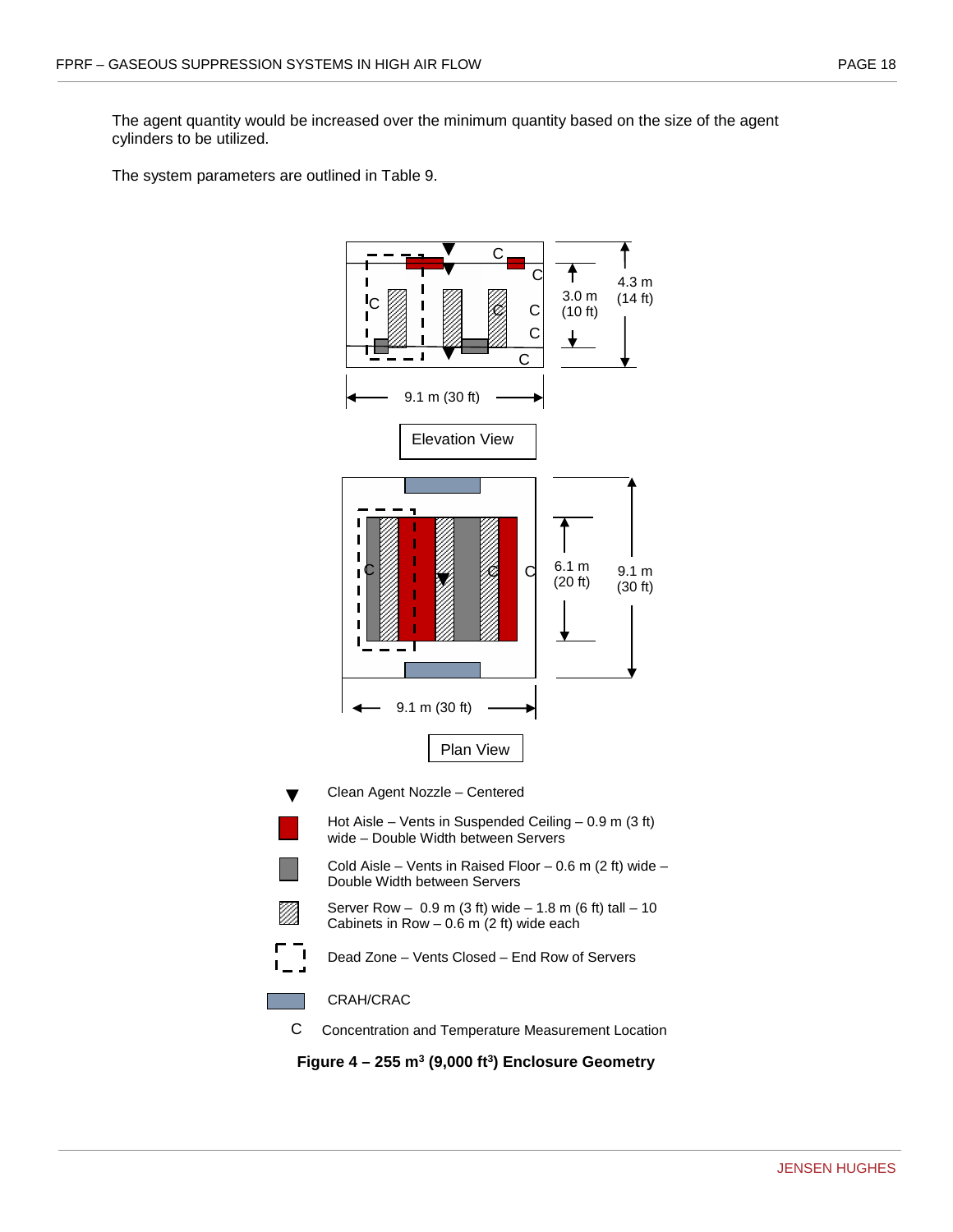The agent quantity would be increased over the minimum quantity based on the size of the agent cylinders to be utilized.

The system parameters are outlined in Table 9.

C

C

C

C

C

C

C

3.0 m (10 ft)

4.3 m (14 ft)

9.1 m (30 ft)

Elevation View

C

C

C

6.1 m (20 ft)

9.1 m (30 ft)

9.1 m (30 ft)

Plan View

▼ Clean Agent Nozzle – Centered

Hot Aisle – Vents in Suspended Ceiling – 0.9 m (3 ft) wide – Double Width between Servers

Cold Aisle – Vents in Raised Floor – 0.6 m (2 ft) wide – Double Width between Servers

Server Row – 0.9 m (3 ft) wide – 1.8 m (6 ft) tall – 10 Cabinets in Row – 0.6 m (2 ft) wide each

Dead Zone – Vents Closed – End Row of Servers

CRAH/CRAC

C Concentration and Temperature Measurement Location

**Figure 4 – 255 m³ (9,000 ft³) Enclosure Geometry**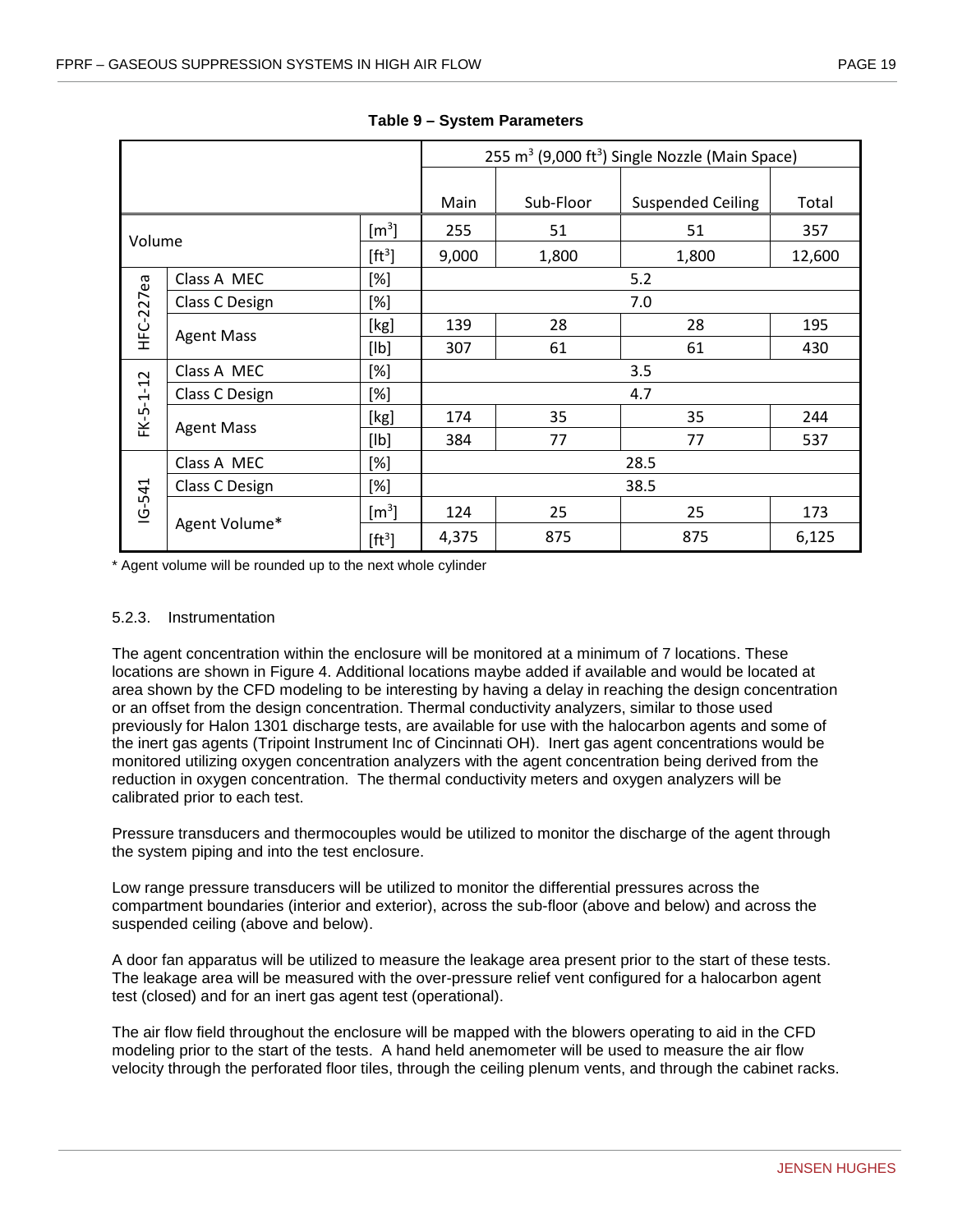**Table 9 – System Parameters**

| | | | 255 $m^3$ (9,000 $ft^3$) Single Nozzle (Main Space) | | | |
|---|---|---|---|---|---|---|
| | | | Main | Sub-Floor | Suspended Ceiling | Total |
| Volume | | [$m^3$] | 255 | 51 | 51 | 357 |
| | | [$ft^3$] | 9,000 | 1,800 | 1,800 | 12,600 |
| HFC-227ea | Class A MEC | [%] | 5.2 | | | |
| | Class C Design | [%] | 7.0 | | | |
| | Agent Mass | [kg] | 139 | 28 | 28 | 195 |
| | | [lb] | 307 | 61 | 61 | 430 |
| FK-5-1-12 | Class A MEC | [%] | 3.5 | | | |
| | Class C Design | [%] | 4.7 | | | |
| | Agent Mass | [kg] | 174 | 35 | 35 | 244 |
| | | [lb] | 384 | 77 | 77 | 537 |
| IG-541 | Class A MEC | [%] | 28.5 | | | |
| | Class C Design | [%] | 38.5 | | | |
| | Agent Volume* | [$m^3$] | 124 | 25 | 25 | 173 |
| | | [$ft^3$] | 4,375 | 875 | 875 | 6,125 |

* Agent volume will be rounded up to the next whole cylinder

### 5.2.3. Instrumentation

The agent concentration within the enclosure will be monitored at a minimum of 7 locations. These locations are shown in Figure 4. Additional locations maybe added if available and would be located at area shown by the CFD modeling to be interesting by having a delay in reaching the design concentration or an offset from the design concentration. Thermal conductivity analyzers, similar to those used previously for Halon 1301 discharge tests, are available for use with the halocarbon agents and some of the inert gas agents (Tripoint Instrument Inc of Cincinnati OH). Inert gas agent concentrations would be monitored utilizing oxygen concentration analyzers with the agent concentration being derived from the reduction in oxygen concentration. The thermal conductivity meters and oxygen analyzers will be calibrated prior to each test.

Pressure transducers and thermocouples would be utilized to monitor the discharge of the agent through the system piping and into the test enclosure.

Low range pressure transducers will be utilized to monitor the differential pressures across the compartment boundaries (interior and exterior), across the sub-floor (above and below) and across the suspended ceiling (above and below).

A door fan apparatus will be utilized to measure the leakage area present prior to the start of these tests. The leakage area will be measured with the over-pressure relief vent configured for a halocarbon agent test (closed) and for an inert gas agent test (operational).

The air flow field throughout the enclosure will be mapped with the blowers operating to aid in the CFD modeling prior to the start of the tests. A hand held anemometer will be used to measure the air flow velocity through the perforated floor tiles, through the ceiling plenum vents, and through the cabinet racks.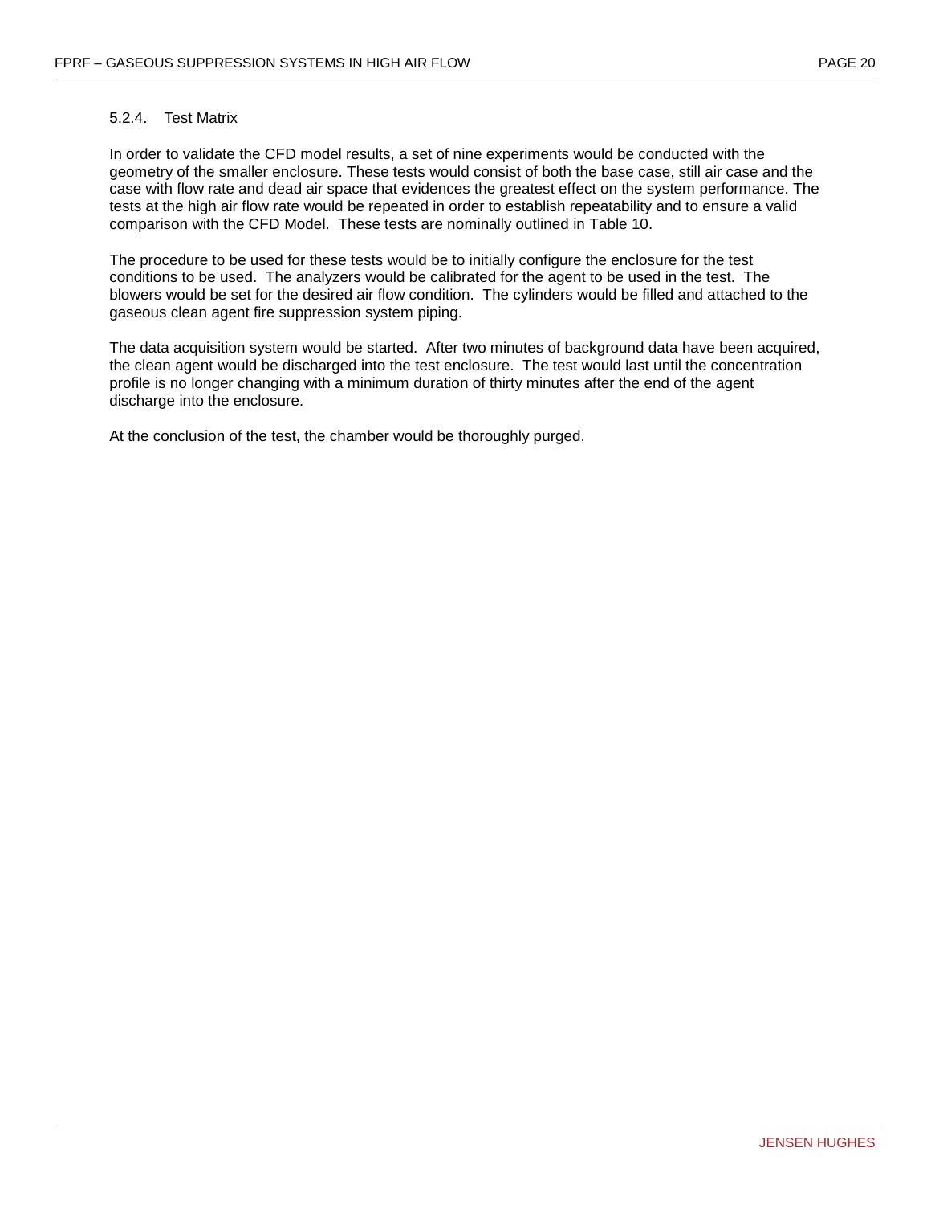#### 5.2.4. Test Matrix

In order to validate the CFD model results, a set of nine experiments would be conducted with the geometry of the smaller enclosure. These tests would consist of both the base case, still air case and the case with flow rate and dead air space that evidences the greatest effect on the system performance. The tests at the high air flow rate would be repeated in order to establish repeatability and to ensure a valid comparison with the CFD Model. These tests are nominally outlined in Table 10.

The procedure to be used for these tests would be to initially configure the enclosure for the test conditions to be used. The analyzers would be calibrated for the agent to be used in the test. The blowers would be set for the desired air flow condition. The cylinders would be filled and attached to the gaseous clean agent fire suppression system piping.

The data acquisition system would be started. After two minutes of background data have been acquired, the clean agent would be discharged into the test enclosure. The test would last until the concentration profile is no longer changing with a minimum duration of thirty minutes after the end of the agent discharge into the enclosure.

At the conclusion of the test, the chamber would be thoroughly purged.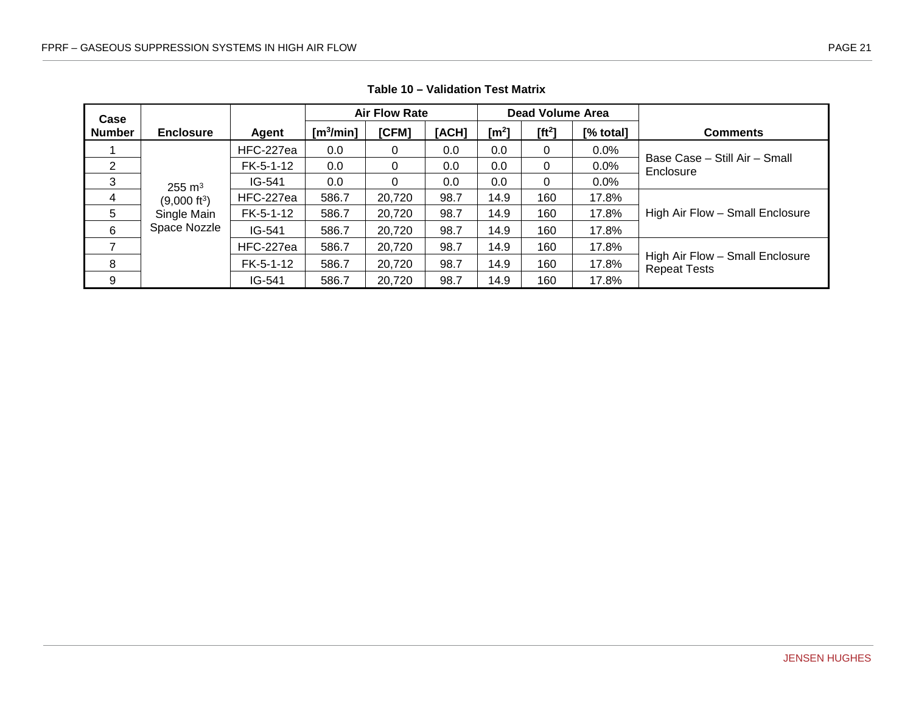**Table 10 – Validation Test Matrix**

| Case Number | Enclosure | Agent | Air Flow Rate | | | Dead Volume Area | | | Comments |
|---|---|---|---|---|---|---|---|---|---|
| | | | [m$^3$/min] | [CFM] | [ACH] | [m$^2$] | [ft$^2$] | [% total] | |
| 1 | 255 m$^3$ (9,000 ft$^3$) Single Main Space Nozzle | HFC-227ea | 0.0 | 0 | 0.0 | 0.0 | 0 | 0.0% | Base Case – Still Air – Small Enclosure |
| 2 | | FK-5-1-12 | 0.0 | 0 | 0.0 | 0.0 | 0 | 0.0% | |
| 3 | | IG-541 | 0.0 | 0 | 0.0 | 0.0 | 0 | 0.0% | |
| 4 | | HFC-227ea | 586.7 | 20,720 | 98.7 | 14.9 | 160 | 17.8% | High Air Flow – Small Enclosure |
| 5 | | FK-5-1-12 | 586.7 | 20,720 | 98.7 | 14.9 | 160 | 17.8% | |
| 6 | | IG-541 | 586.7 | 20,720 | 98.7 | 14.9 | 160 | 17.8% | |
| 7 | | HFC-227ea | 586.7 | 20,720 | 98.7 | 14.9 | 160 | 17.8% | High Air Flow – Small Enclosure Repeat Tests |
| 8 | | FK-5-1-12 | 586.7 | 20,720 | 98.7 | 14.9 | 160 | 17.8% | |
| 9 | | IG-541 | 586.7 | 20,720 | 98.7 | 14.9 | 160 | 17.8% | |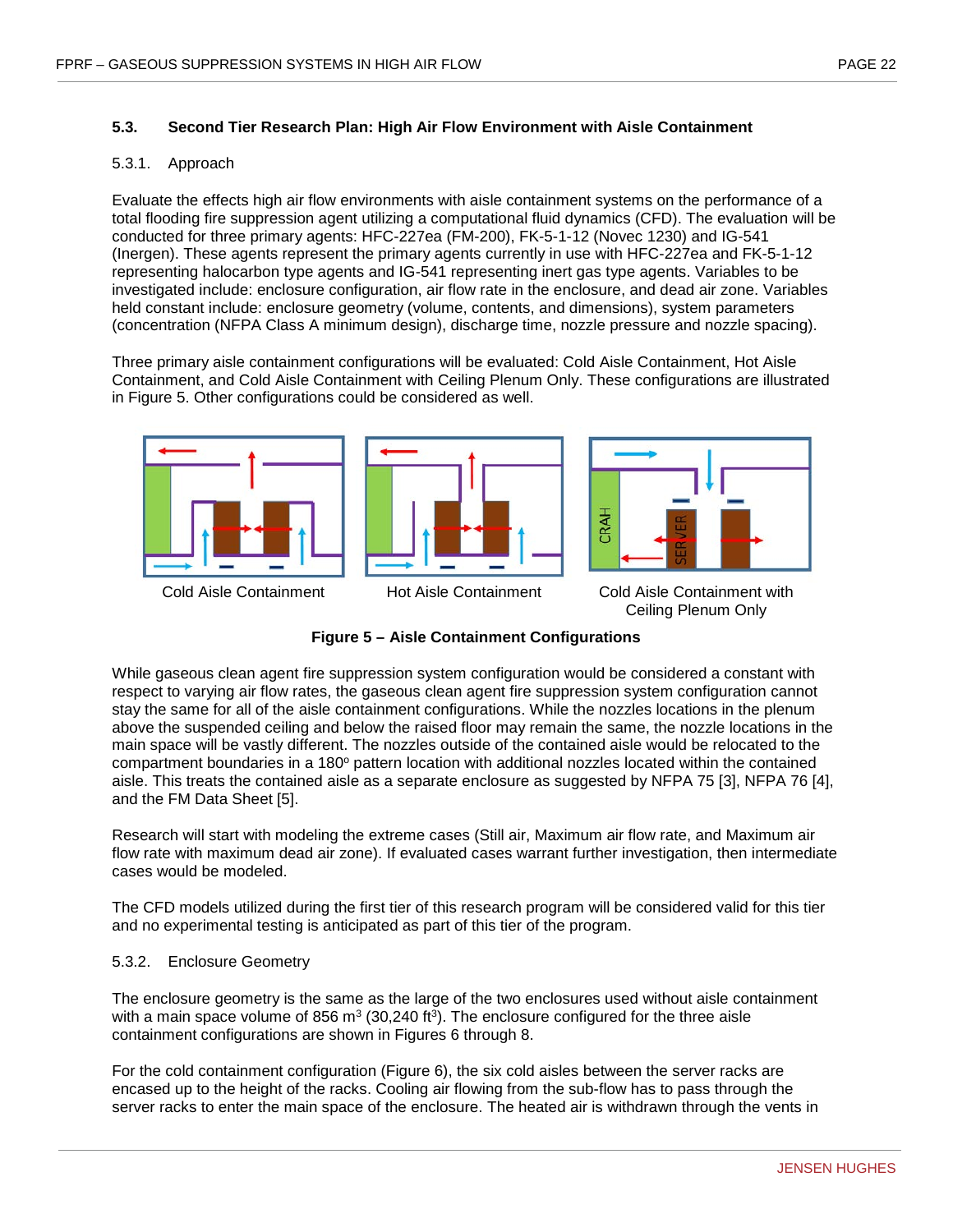### 5.3. Second Tier Research Plan: High Air Flow Environment with Aisle Containment

#### 5.3.1. Approach

Evaluate the effects high air flow environments with aisle containment systems on the performance of a total flooding fire suppression agent utilizing a computational fluid dynamics (CFD). The evaluation will be conducted for three primary agents: HFC-227ea (FM-200), FK-5-1-12 (Novec 1230) and IG-541 (Inergen). These agents represent the primary agents currently in use with HFC-227ea and FK-5-1-12 representing halocarbon type agents and IG-541 representing inert gas type agents. Variables to be investigated include: enclosure configuration, air flow rate in the enclosure, and dead air zone. Variables held constant include: enclosure geometry (volume, contents, and dimensions), system parameters (concentration (NFPA Class A minimum design), discharge time, nozzle pressure and nozzle spacing).

Three primary aisle containment configurations will be evaluated: Cold Aisle Containment, Hot Aisle Containment, and Cold Aisle Containment with Ceiling Plenum Only. These configurations are illustrated in Figure 5. Other configurations could be considered as well.

Cold Aisle Containment | Hot Aisle Containment | Cold Aisle Containment with Ceiling Plenum Only

**Figure 5 – Aisle Containment Configurations**

While gaseous clean agent fire suppression system configuration would be considered a constant with respect to varying air flow rates, the gaseous clean agent fire suppression system configuration cannot stay the same for all of the aisle containment configurations. While the nozzles locations in the plenum above the suspended ceiling and below the raised floor may remain the same, the nozzle locations in the main space will be vastly different. The nozzles outside of the contained aisle would be relocated to the compartment boundaries in a 180º pattern location with additional nozzles located within the contained aisle. This treats the contained aisle as a separate enclosure as suggested by NFPA 75 [3], NFPA 76 [4], and the FM Data Sheet [5].

Research will start with modeling the extreme cases (Still air, Maximum air flow rate, and Maximum air flow rate with maximum dead air zone). If evaluated cases warrant further investigation, then intermediate cases would be modeled.

The CFD models utilized during the first tier of this research program will be considered valid for this tier and no experimental testing is anticipated as part of this tier of the program.

#### 5.3.2. Enclosure Geometry

The enclosure geometry is the same as the large of the two enclosures used without aisle containment with a main space volume of 856 $m^3$ (30,240 $ft^3$). The enclosure configured for the three aisle containment configurations are shown in Figures 6 through 8.

For the cold containment configuration (Figure 6), the six cold aisles between the server racks are encased up to the height of the racks. Cooling air flowing from the sub-flow has to pass through the server racks to enter the main space of the enclosure. The heated air is withdrawn through the vents in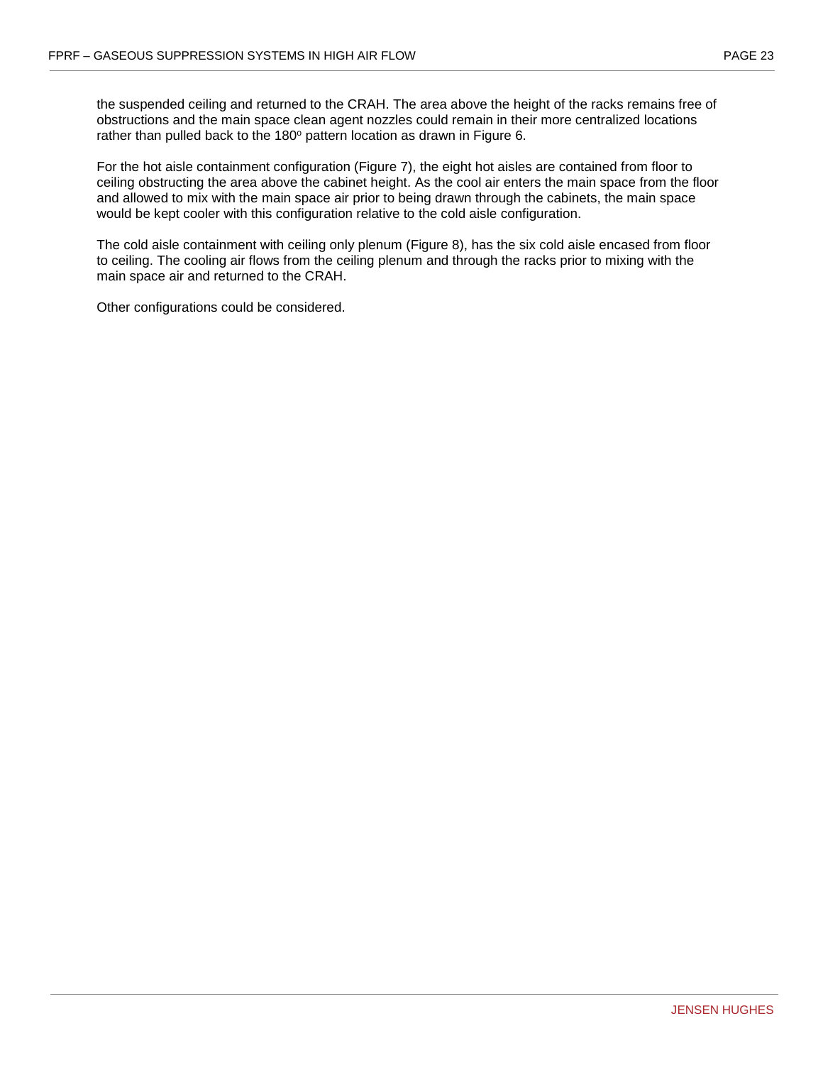the suspended ceiling and returned to the CRAH. The area above the height of the racks remains free of obstructions and the main space clean agent nozzles could remain in their more centralized locations rather than pulled back to the 180º pattern location as drawn in Figure 6.

For the hot aisle containment configuration (Figure 7), the eight hot aisles are contained from floor to ceiling obstructing the area above the cabinet height. As the cool air enters the main space from the floor and allowed to mix with the main space air prior to being drawn through the cabinets, the main space would be kept cooler with this configuration relative to the cold aisle configuration.

The cold aisle containment with ceiling only plenum (Figure 8), has the six cold aisle encased from floor to ceiling. The cooling air flows from the ceiling plenum and through the racks prior to mixing with the main space air and returned to the CRAH.

Other configurations could be considered.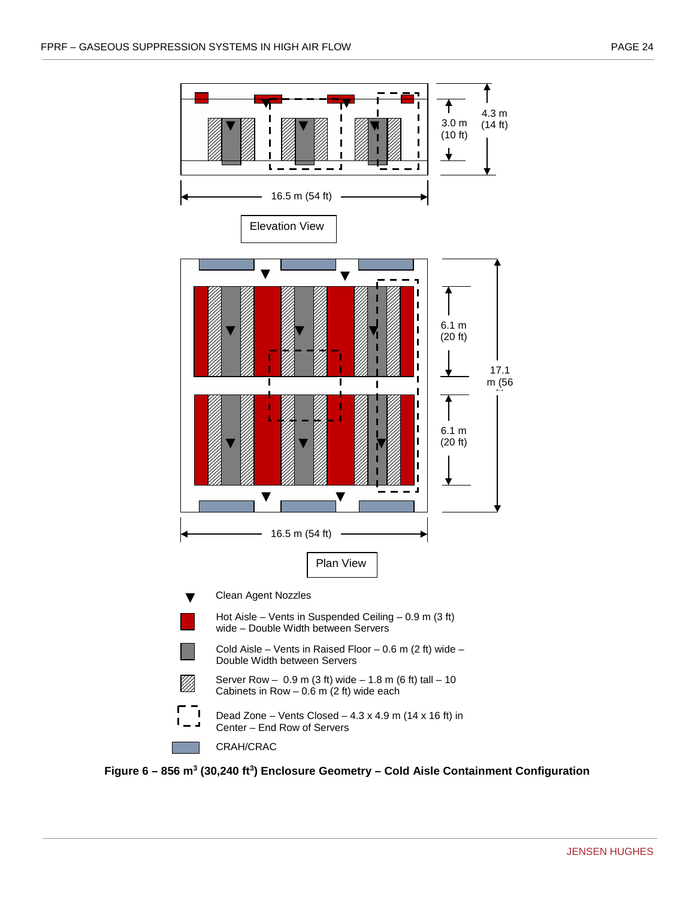16.5 m (54 ft)

4.3 m (14 ft)

3.0 m (10 ft)

Elevation View

6.1 m (20 ft)

6.1 m (20 ft)

17.1 m (56 ft)

16.5 m (54 ft)

Plan View

- ▼ Clean Agent Nozzles
- Hot Aisle – Vents in Suspended Ceiling – 0.9 m (3 ft) wide – Double Width between Servers
- Cold Aisle – Vents in Raised Floor – 0.6 m (2 ft) wide – Double Width between Servers
- Server Row – 0.9 m (3 ft) wide – 1.8 m (6 ft) tall – 10 Cabinets in Row – 0.6 m (2 ft) wide each
- Dead Zone – Vents Closed – 4.3 x 4.9 m (14 x 16 ft) in Center – End Row of Servers
- CRAH/CRAC

**Figure 6 – 856 $m^3$ (30,240 $ft^3$) Enclosure Geometry – Cold Aisle Containment Configuration**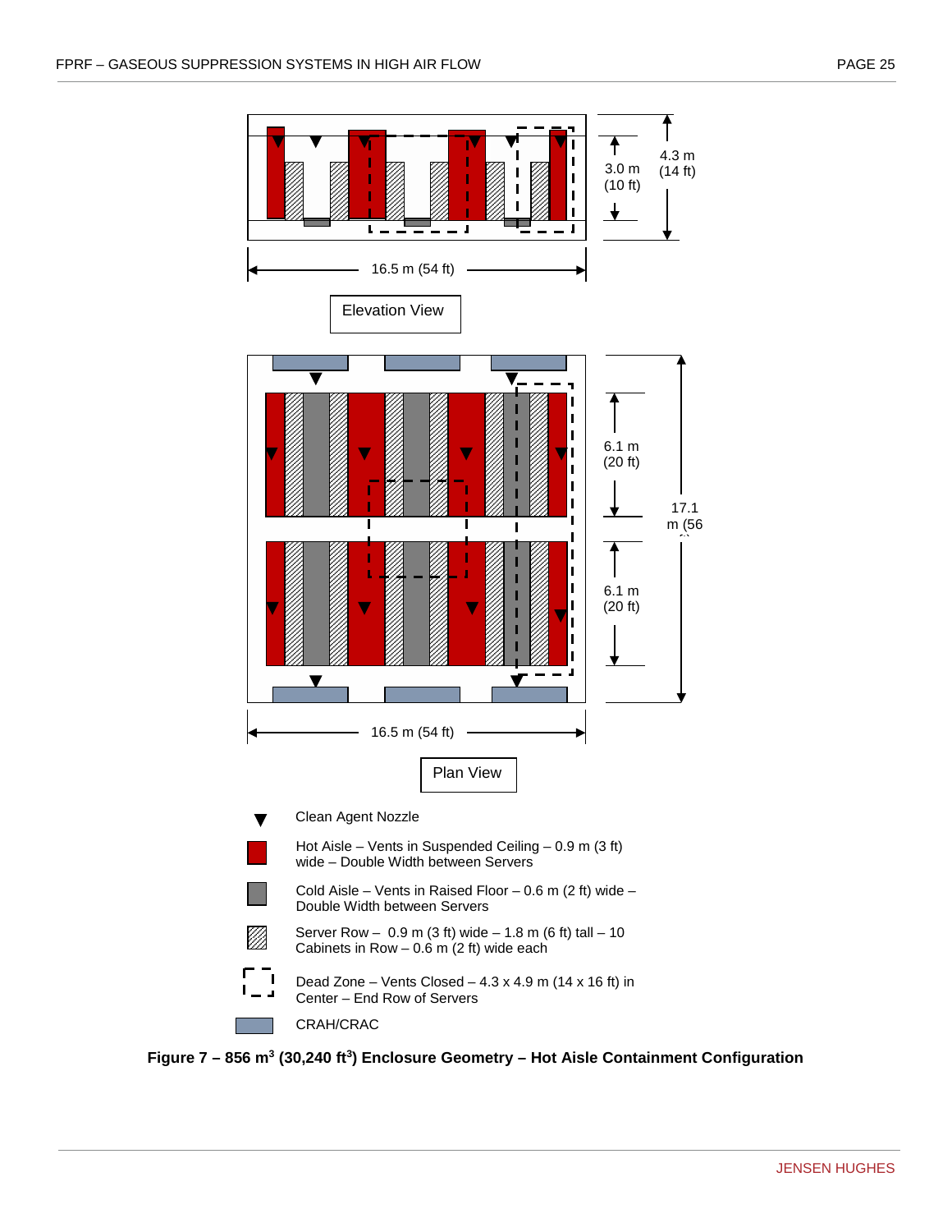4.3 m (14 ft)

3.0 m (10 ft)

16.5 m (54 ft)

Elevation View

6.1 m (20 ft)

17.1 m (56 ft)

6.1 m (20 ft)

16.5 m (54 ft)

Plan View

Clean Agent Nozzle

Hot Aisle – Vents in Suspended Ceiling – 0.9 m (3 ft) wide – Double Width between Servers

Cold Aisle – Vents in Raised Floor – 0.6 m (2 ft) wide – Double Width between Servers

Server Row – 0.9 m (3 ft) wide – 1.8 m (6 ft) tall – 10 Cabinets in Row – 0.6 m (2 ft) wide each

Dead Zone – Vents Closed – 4.3 x 4.9 m (14 x 16 ft) in Center – End Row of Servers

CRAH/CRAC

**Figure 7 – 856 $m^3$ (30,240 $ft^3$) Enclosure Geometry – Hot Aisle Containment Configuration**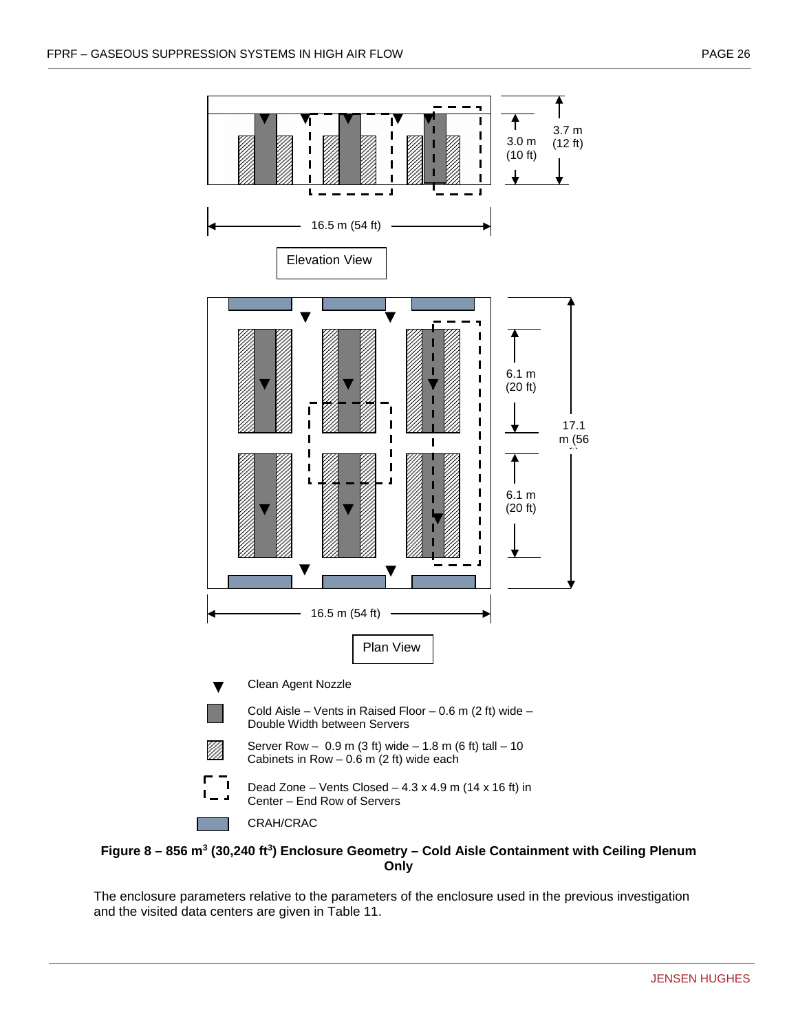Elevation View

16.5 m (54 ft)

3.0 m (10 ft)

3.7 m (12 ft)

Plan View

16.5 m (54 ft)

6.1 m (20 ft)

6.1 m (20 ft)

17.1 m (56 ft)

Clean Agent Nozzle

Cold Aisle – Vents in Raised Floor – 0.6 m (2 ft) wide – Double Width between Servers

Server Row – 0.9 m (3 ft) wide – 1.8 m (6 ft) tall – 10 Cabinets in Row – 0.6 m (2 ft) wide each

Dead Zone – Vents Closed – 4.3 x 4.9 m (14 x 16 ft) in Center – End Row of Servers

CRAH/CRAC

**Figure 8 – 856 m$^3$ (30,240 ft$^3$) Enclosure Geometry – Cold Aisle Containment with Ceiling Plenum Only**

The enclosure parameters relative to the parameters of the enclosure used in the previous investigation and the visited data centers are given in Table 11.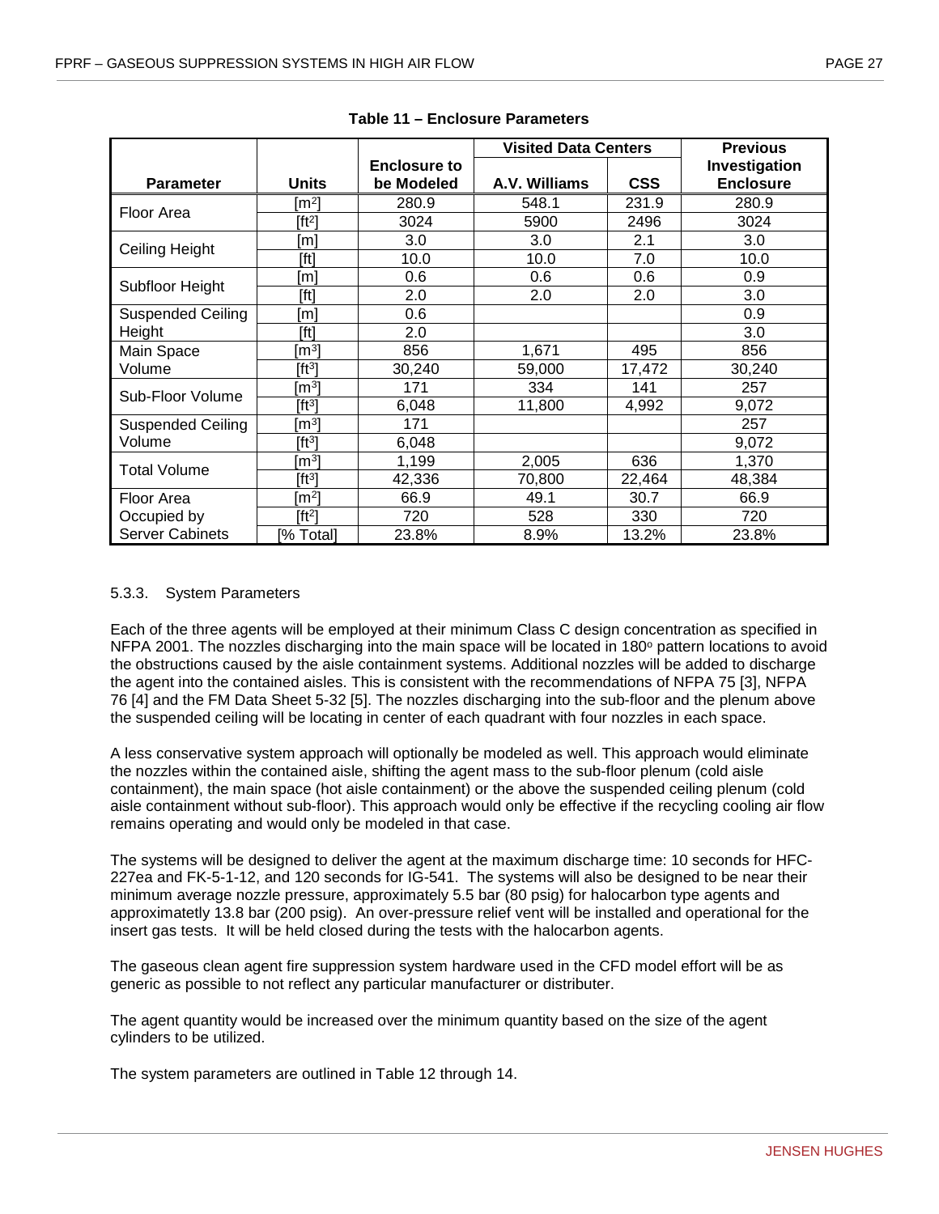**Table 11 – Enclosure Parameters**

| Parameter | Units | Enclosure to be Modeled | Visited Data Centers | | Previous Investigation Enclosure |
|---|---|---|---|---|---|
| | | | A.V. Williams | CSS | |
| Floor Area | [m²] | 280.9 | 548.1 | 231.9 | 280.9 |
| | [ft²] | 3024 | 5900 | 2496 | 3024 |
| Ceiling Height | [m] | 3.0 | 3.0 | 2.1 | 3.0 |
| | [ft] | 10.0 | 10.0 | 7.0 | 10.0 |
| Subfloor Height | [m] | 0.6 | 0.6 | 0.6 | 0.9 |
| | [ft] | 2.0 | 2.0 | 2.0 | 3.0 |
| Suspended Ceiling Height | [m] | 0.6 | | | 0.9 |
| | [ft] | 2.0 | | | 3.0 |
| Main Space Volume | [m³] | 856 | 1,671 | 495 | 856 |
| | [ft³] | 30,240 | 59,000 | 17,472 | 30,240 |
| Sub-Floor Volume | [m³] | 171 | 334 | 141 | 257 |
| | [ft³] | 6,048 | 11,800 | 4,992 | 9,072 |
| Suspended Ceiling Volume | [m³] | 171 | | | 257 |
| | [ft³] | 6,048 | | | 9,072 |
| Total Volume | [m³] | 1,199 | 2,005 | 636 | 1,370 |
| | [ft³] | 42,336 | 70,800 | 22,464 | 48,384 |
| Floor Area Occupied by Server Cabinets | [m²] | 66.9 | 49.1 | 30.7 | 66.9 |
| | [ft²] | 720 | 528 | 330 | 720 |
| | [% Total] | 23.8% | 8.9% | 13.2% | 23.8% |

#### 5.3.3. System Parameters

Each of the three agents will be employed at their minimum Class C design concentration as specified in NFPA 2001. The nozzles discharging into the main space will be located in 180° pattern locations to avoid the obstructions caused by the aisle containment systems. Additional nozzles will be added to discharge the agent into the contained aisles. This is consistent with the recommendations of NFPA 75 [3], NFPA 76 [4] and the FM Data Sheet 5-32 [5]. The nozzles discharging into the sub-floor and the plenum above the suspended ceiling will be locating in center of each quadrant with four nozzles in each space.

A less conservative system approach will optionally be modeled as well. This approach would eliminate the nozzles within the contained aisle, shifting the agent mass to the sub-floor plenum (cold aisle containment), the main space (hot aisle containment) or the above the suspended ceiling plenum (cold aisle containment without sub-floor). This approach would only be effective if the recycling cooling air flow remains operating and would only be modeled in that case.

The systems will be designed to deliver the agent at the maximum discharge time: 10 seconds for HFC-227ea and FK-5-1-12, and 120 seconds for IG-541. The systems will also be designed to be near their minimum average nozzle pressure, approximately 5.5 bar (80 psig) for halocarbon type agents and approximatetly 13.8 bar (200 psig). An over-pressure relief vent will be installed and operational for the insert gas tests. It will be held closed during the tests with the halocarbon agents.

The gaseous clean agent fire suppression system hardware used in the CFD model effort will be as generic as possible to not reflect any particular manufacturer or distributer.

The agent quantity would be increased over the minimum quantity based on the size of the agent cylinders to be utilized.

The system parameters are outlined in Table 12 through 14.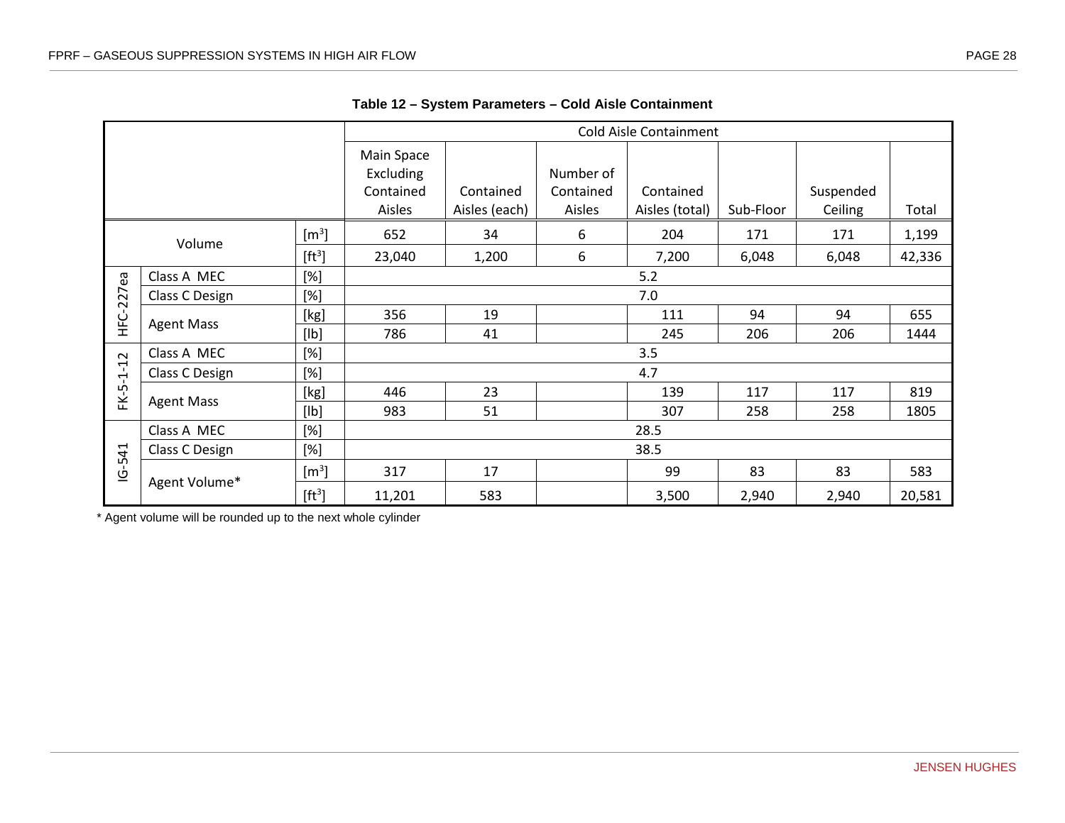**Table 12 – System Parameters – Cold Aisle Containment**

| | | | Cold Aisle Containment | | | | | | |
|---|---|---|---|---|---|---|---|---|---|
| | | | Main Space Excluding Contained Aisles | Contained Aisles (each) | Number of Contained Aisles | Contained Aisles (total) | Sub-Floor | Suspended Ceiling | Total |
| Volume | | [$m^3$] | 652 | 34 | 6 | 204 | 171 | 171 | 1,199 |
| | | [$ft^3$] | 23,040 | 1,200 | 6 | 7,200 | 6,048 | 6,048 | 42,336 |
| HFC-227ea | Class A MEC | [%] | 5.2 | | | | | | |
| | Class C Design | [%] | 7.0 | | | | | | |
| | Agent Mass | [kg] | 356 | 19 | | 111 | 94 | 94 | 655 |
| | | [lb] | 786 | 41 | | 245 | 206 | 206 | 1444 |
| FK-5-1-12 | Class A MEC | [%] | 3.5 | | | | | | |
| | Class C Design | [%] | 4.7 | | | | | | |
| | Agent Mass | [kg] | 446 | 23 | | 139 | 117 | 117 | 819 |
| | | [lb] | 983 | 51 | | 307 | 258 | 258 | 1805 |
| IG-541 | Class A MEC | [%] | 28.5 | | | | | | |
| | Class C Design | [%] | 38.5 | | | | | | |
| | Agent Volume* | [$m^3$] | 317 | 17 | | 99 | 83 | 83 | 583 |
| | | [$ft^3$] | 11,201 | 583 | | 3,500 | 2,940 | 2,940 | 20,581 |

* Agent volume will be rounded up to the next whole cylinder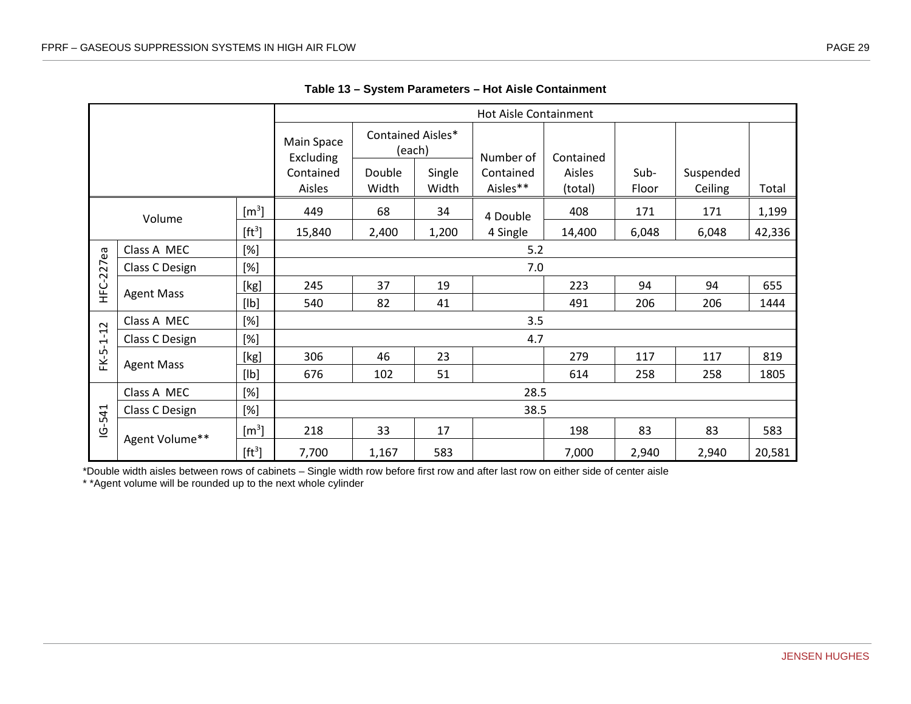**Table 13 – System Parameters – Hot Aisle Containment**

| | | | Hot Aisle Containment | | | | | | | |
|---|---|---|---|---|---|---|---|---|---|---|
| | | | Main Space Excluding Contained Aisles | Contained Aisles* (each) | | Number of Contained Aisles** | Contained Aisles (total) | Sub-Floor | Suspended Ceiling | Total |
| | | | | Double Width | Single Width | | | | | |
| Volume | | [m$^3$] | 449 | 68 | 34 | 4 Double | 408 | 171 | 171 | 1,199 |
| | | [ft$^3$] | 15,840 | 2,400 | 1,200 | 4 Single | 14,400 | 6,048 | 6,048 | 42,336 |
| HFC-227ea | Class A MEC | [%] | 5.2 | | | | | | | |
| | Class C Design | [%] | 7.0 | | | | | | | |
| | Agent Mass | [kg] | 245 | 37 | 19 | | 223 | 94 | 94 | 655 |
| | | [lb] | 540 | 82 | 41 | | 491 | 206 | 206 | 1444 |
| FK-5-1-12 | Class A MEC | [%] | 3.5 | | | | | | | |
| | Class C Design | [%] | 4.7 | | | | | | | |
| | Agent Mass | [kg] | 306 | 46 | 23 | | 279 | 117 | 117 | 819 |
| | | [lb] | 676 | 102 | 51 | | 614 | 258 | 258 | 1805 |
| IG-541 | Class A MEC | [%] | 28.5 | | | | | | | |
| | Class C Design | [%] | 38.5 | | | | | | | |
| | Agent Volume** | [m$^3$] | 218 | 33 | 17 | | 198 | 83 | 83 | 583 |
| | | [ft$^3$] | 7,700 | 1,167 | 583 | | 7,000 | 2,940 | 2,940 | 20,581 |

*Double width aisles between rows of cabinets – Single width row before first row and after last row on either side of center aisle

* *Agent volume will be rounded up to the next whole cylinder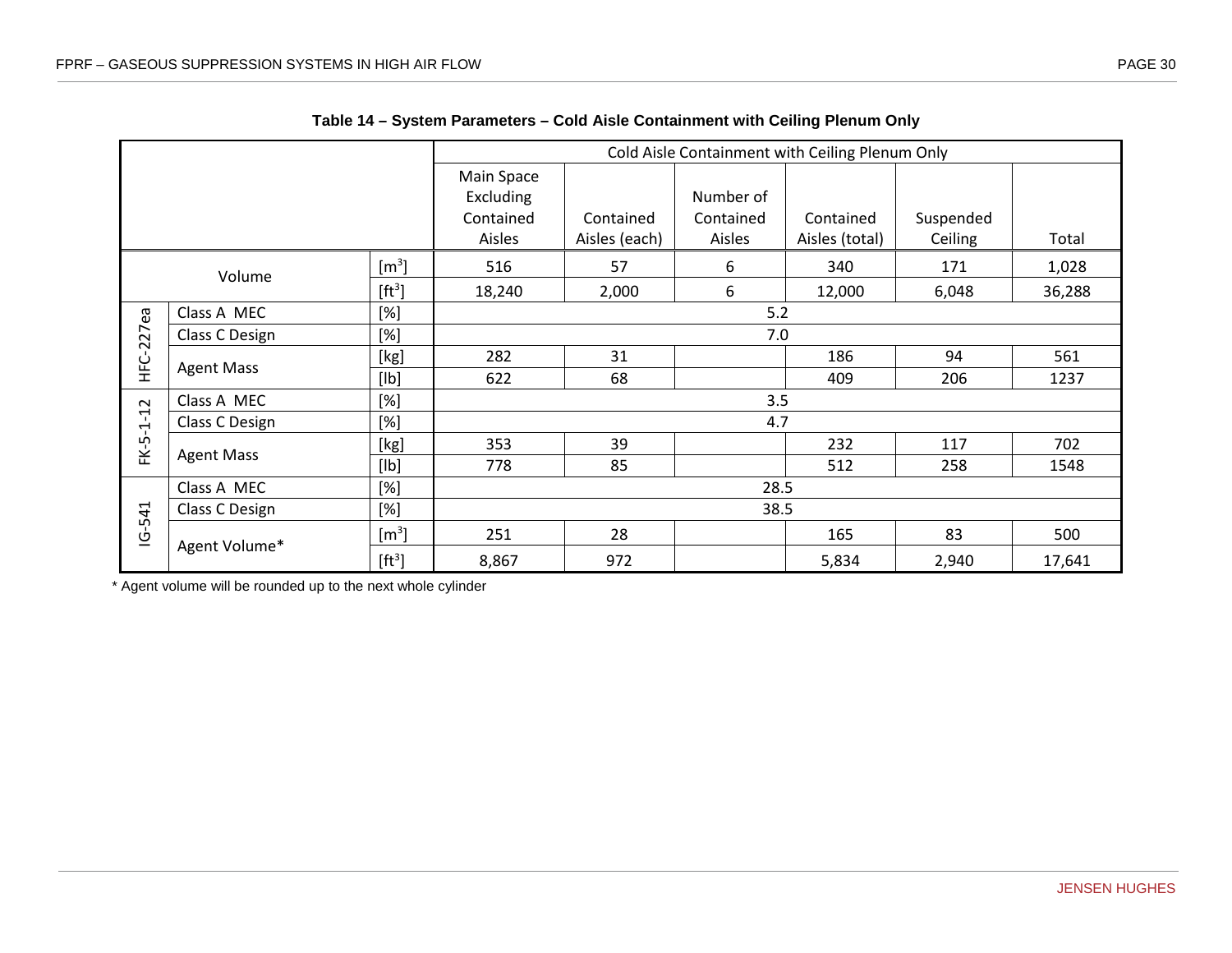**Table 14 – System Parameters – Cold Aisle Containment with Ceiling Plenum Only**

| | | | Cold Aisle Containment with Ceiling Plenum Only | | | | | |
|---|---|---|---|---|---|---|---|---|
| | | | Main Space Excluding Contained Aisles | Contained Aisles (each) | Number of Contained Aisles | Contained Aisles (total) | Suspended Ceiling | Total |
| Volume | | [$m^3$] | 516 | 57 | 6 | 340 | 171 | 1,028 |
| | | [$ft^3$] | 18,240 | 2,000 | 6 | 12,000 | 6,048 | 36,288 |
| HFC-227ea | Class A MEC | [%] | 5.2 | | | | | |
| | Class C Design | [%] | 7.0 | | | | | |
| | Agent Mass | [kg] | 282 | 31 | | 186 | 94 | 561 |
| | | [lb] | 622 | 68 | | 409 | 206 | 1237 |
| FK-5-1-12 | Class A MEC | [%] | 3.5 | | | | | |
| | Class C Design | [%] | 4.7 | | | | | |
| | Agent Mass | [kg] | 353 | 39 | | 232 | 117 | 702 |
| | | [lb] | 778 | 85 | | 512 | 258 | 1548 |
| IG-541 | Class A MEC | [%] | 28.5 | | | | | |
| | Class C Design | [%] | 38.5 | | | | | |
| | Agent Volume* | [$m^3$] | 251 | 28 | | 165 | 83 | 500 |
| | | [$ft^3$] | 8,867 | 972 | | 5,834 | 2,940 | 17,641 |

\* Agent volume will be rounded up to the next whole cylinder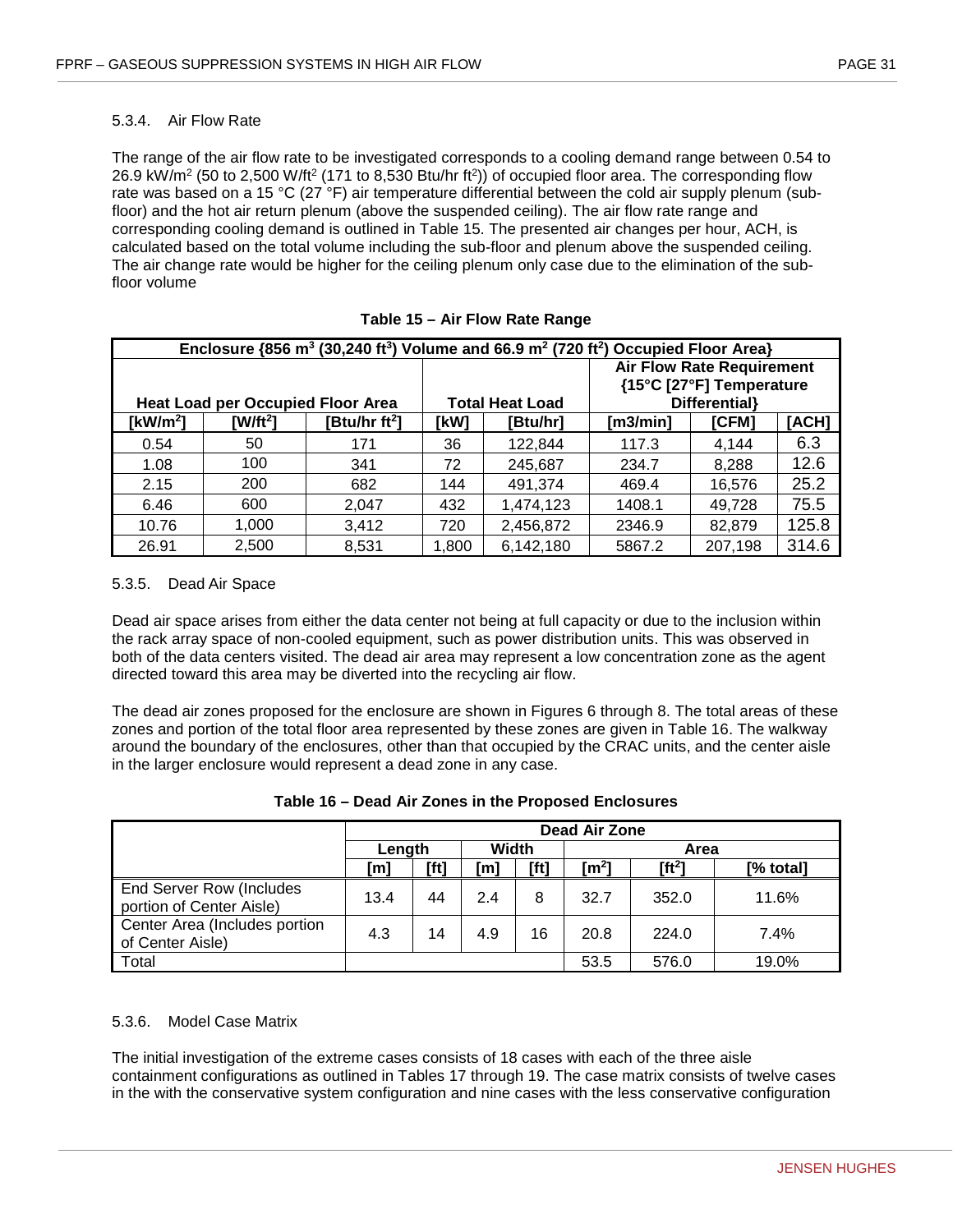### 5.3.4. Air Flow Rate

The range of the air flow rate to be investigated corresponds to a cooling demand range between 0.54 to 26.9 kW/m$^2$ (50 to 2,500 W/ft$^2$ (171 to 8,530 Btu/hr ft$^2$)) of occupied floor area. The corresponding flow rate was based on a 15 °C (27 °F) air temperature differential between the cold air supply plenum (sub-floor) and the hot air return plenum (above the suspended ceiling). The air flow rate range and corresponding cooling demand is outlined in Table 15. The presented air changes per hour, ACH, is calculated based on the total volume including the sub-floor and plenum above the suspended ceiling. The air change rate would be higher for the ceiling plenum only case due to the elimination of the sub-floor volume

**Table 15 – Air Flow Rate Range**

| Enclosure {856 m$^3$ (30,240 ft$^3$) Volume and 66.9 m$^2$ (720 ft$^2$) Occupied Floor Area} | | | | | | | |
|---|---|---|---|---|---|---|---|
| Heat Load per Occupied Floor Area | | | Total Heat Load | | Air Flow Rate Requirement {15°C [27°F] Temperature Differential} | | |
| [kW/m$^2$] | [W/ft$^2$] | [Btu/hr ft$^2$] | [kW] | [Btu/hr] | [m3/min] | [CFM] | [ACH] |
| 0.54 | 50 | 171 | 36 | 122,844 | 117.3 | 4,144 | 6.3 |
| 1.08 | 100 | 341 | 72 | 245,687 | 234.7 | 8,288 | 12.6 |
| 2.15 | 200 | 682 | 144 | 491,374 | 469.4 | 16,576 | 25.2 |
| 6.46 | 600 | 2,047 | 432 | 1,474,123 | 1408.1 | 49,728 | 75.5 |
| 10.76 | 1,000 | 3,412 | 720 | 2,456,872 | 2346.9 | 82,879 | 125.8 |
| 26.91 | 2,500 | 8,531 | 1,800 | 6,142,180 | 5867.2 | 207,198 | 314.6 |

### 5.3.5. Dead Air Space

Dead air space arises from either the data center not being at full capacity or due to the inclusion within the rack array space of non-cooled equipment, such as power distribution units. This was observed in both of the data centers visited. The dead air area may represent a low concentration zone as the agent directed toward this area may be diverted into the recycling air flow.

The dead air zones proposed for the enclosure are shown in Figures 6 through 8. The total areas of these zones and portion of the total floor area represented by these zones are given in Table 16. The walkway around the boundary of the enclosures, other than that occupied by the CRAC units, and the center aisle in the larger enclosure would represent a dead zone in any case.

**Table 16 – Dead Air Zones in the Proposed Enclosures**

| | Dead Air Zone | | | | | | |
|---|---|---|---|---|---|---|---|
| | Length | | Width | | Area | | |
| | [m] | [ft] | [m] | [ft] | [m$^2$] | [ft$^2$] | [% total] |
| End Server Row (Includes portion of Center Aisle) | 13.4 | 44 | 2.4 | 8 | 32.7 | 352.0 | 11.6% |
| Center Area (Includes portion of Center Aisle) | 4.3 | 14 | 4.9 | 16 | 20.8 | 224.0 | 7.4% |
| Total | | | | | 53.5 | 576.0 | 19.0% |

### 5.3.6. Model Case Matrix

The initial investigation of the extreme cases consists of 18 cases with each of the three aisle containment configurations as outlined in Tables 17 through 19. The case matrix consists of twelve cases in the with the conservative system configuration and nine cases with the less conservative configuration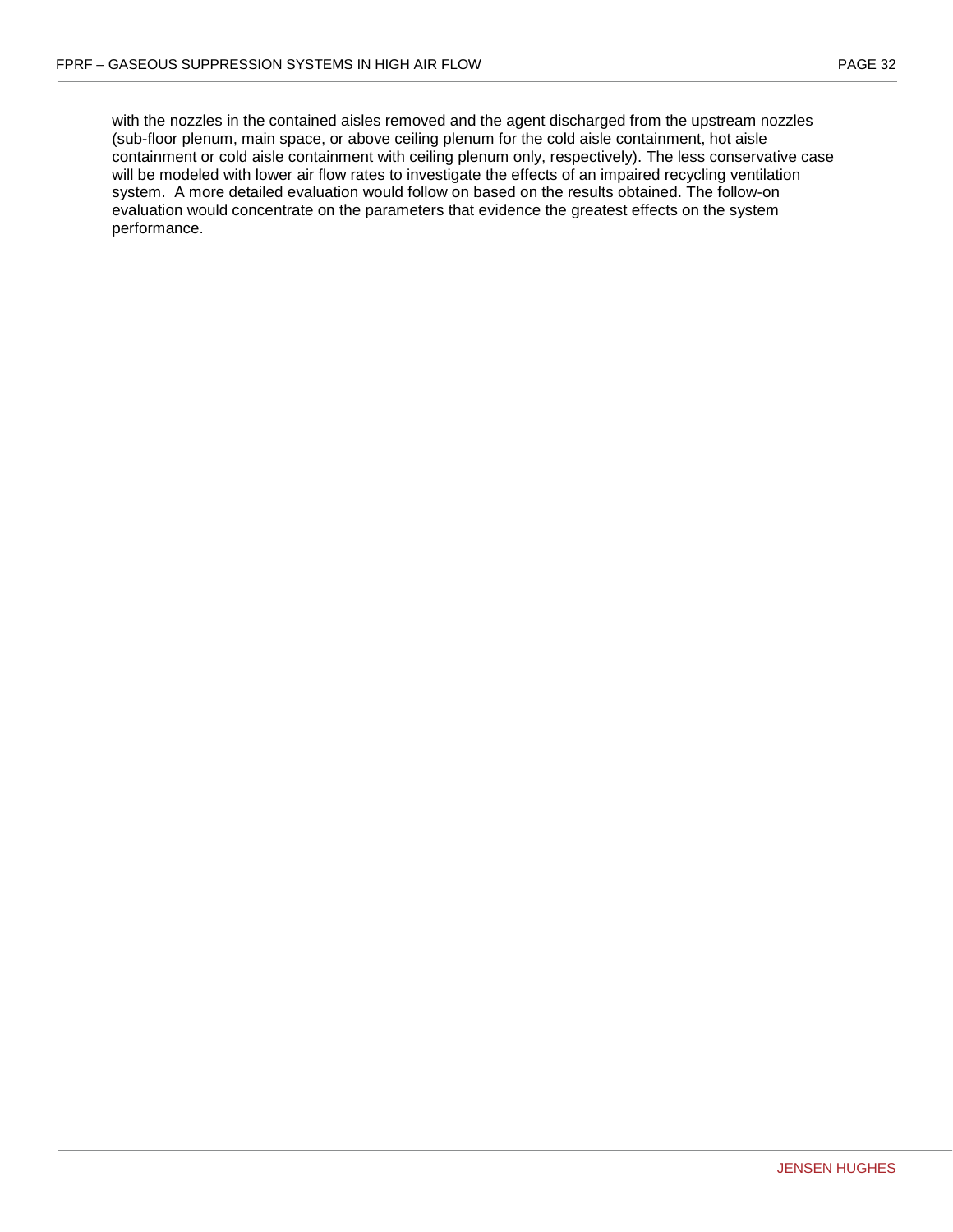with the nozzles in the contained aisles removed and the agent discharged from the upstream nozzles (sub-floor plenum, main space, or above ceiling plenum for the cold aisle containment, hot aisle containment or cold aisle containment with ceiling plenum only, respectively). The less conservative case will be modeled with lower air flow rates to investigate the effects of an impaired recycling ventilation system. A more detailed evaluation would follow on based on the results obtained. The follow-on evaluation would concentrate on the parameters that evidence the greatest effects on the system performance.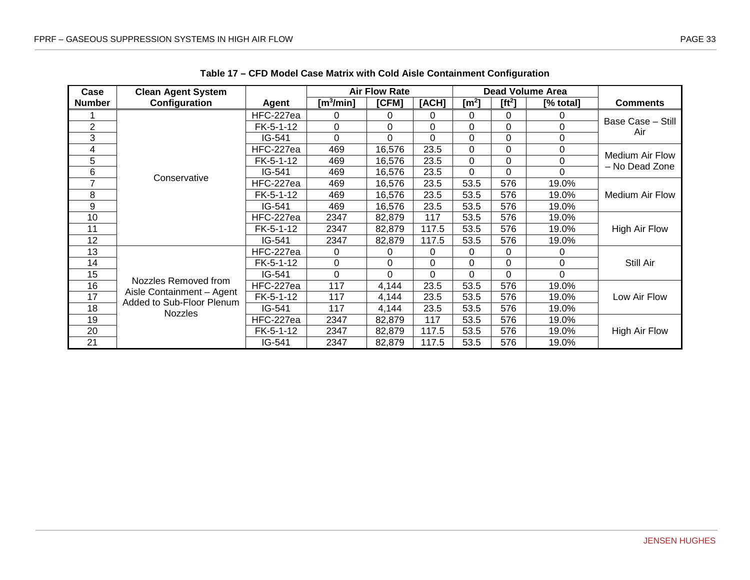**Table 17 – CFD Model Case Matrix with Cold Aisle Containment Configuration**

| Case Number | Clean Agent System Configuration | Agent | Air Flow Rate | | | Dead Volume Area | | | Comments |
|---|---|---|---|---|---|---|---|---|---|
| | | | [$m^3$/min] | [CFM] | [ACH] | [$m^2$] | [$ft^2$] | [% total] | |
| 1 | Conservative | HFC-227ea | 0 | 0 | 0 | 0 | 0 | 0 | Base Case – Still Air |
| 2 | | FK-5-1-12 | 0 | 0 | 0 | 0 | 0 | 0 | |
| 3 | | IG-541 | 0 | 0 | 0 | 0 | 0 | 0 | |
| 4 | | HFC-227ea | 469 | 16,576 | 23.5 | 0 | 0 | 0 | Medium Air Flow – No Dead Zone |
| 5 | | FK-5-1-12 | 469 | 16,576 | 23.5 | 0 | 0 | 0 | |
| 6 | | IG-541 | 469 | 16,576 | 23.5 | 0 | 0 | 0 | |
| 7 | | HFC-227ea | 469 | 16,576 | 23.5 | 53.5 | 576 | 19.0% | Medium Air Flow |
| 8 | | FK-5-1-12 | 469 | 16,576 | 23.5 | 53.5 | 576 | 19.0% | |
| 9 | | IG-541 | 469 | 16,576 | 23.5 | 53.5 | 576 | 19.0% | |
| 10 | | HFC-227ea | 2347 | 82,879 | 117 | 53.5 | 576 | 19.0% | High Air Flow |
| 11 | | FK-5-1-12 | 2347 | 82,879 | 117.5 | 53.5 | 576 | 19.0% | |
| 12 | | IG-541 | 2347 | 82,879 | 117.5 | 53.5 | 576 | 19.0% | |
| 13 | Nozzles Removed from Aisle Containment – Agent Added to Sub-Floor Plenum Nozzles | HFC-227ea | 0 | 0 | 0 | 0 | 0 | 0 | Still Air |
| 14 | | FK-5-1-12 | 0 | 0 | 0 | 0 | 0 | 0 | |
| 15 | | IG-541 | 0 | 0 | 0 | 0 | 0 | 0 | |
| 16 | | HFC-227ea | 117 | 4,144 | 23.5 | 53.5 | 576 | 19.0% | Low Air Flow |
| 17 | | FK-5-1-12 | 117 | 4,144 | 23.5 | 53.5 | 576 | 19.0% | |
| 18 | | IG-541 | 117 | 4,144 | 23.5 | 53.5 | 576 | 19.0% | |
| 19 | | HFC-227ea | 2347 | 82,879 | 117 | 53.5 | 576 | 19.0% | High Air Flow |
| 20 | | FK-5-1-12 | 2347 | 82,879 | 117.5 | 53.5 | 576 | 19.0% | |
| 21 | | IG-541 | 2347 | 82,879 | 117.5 | 53.5 | 576 | 19.0% | |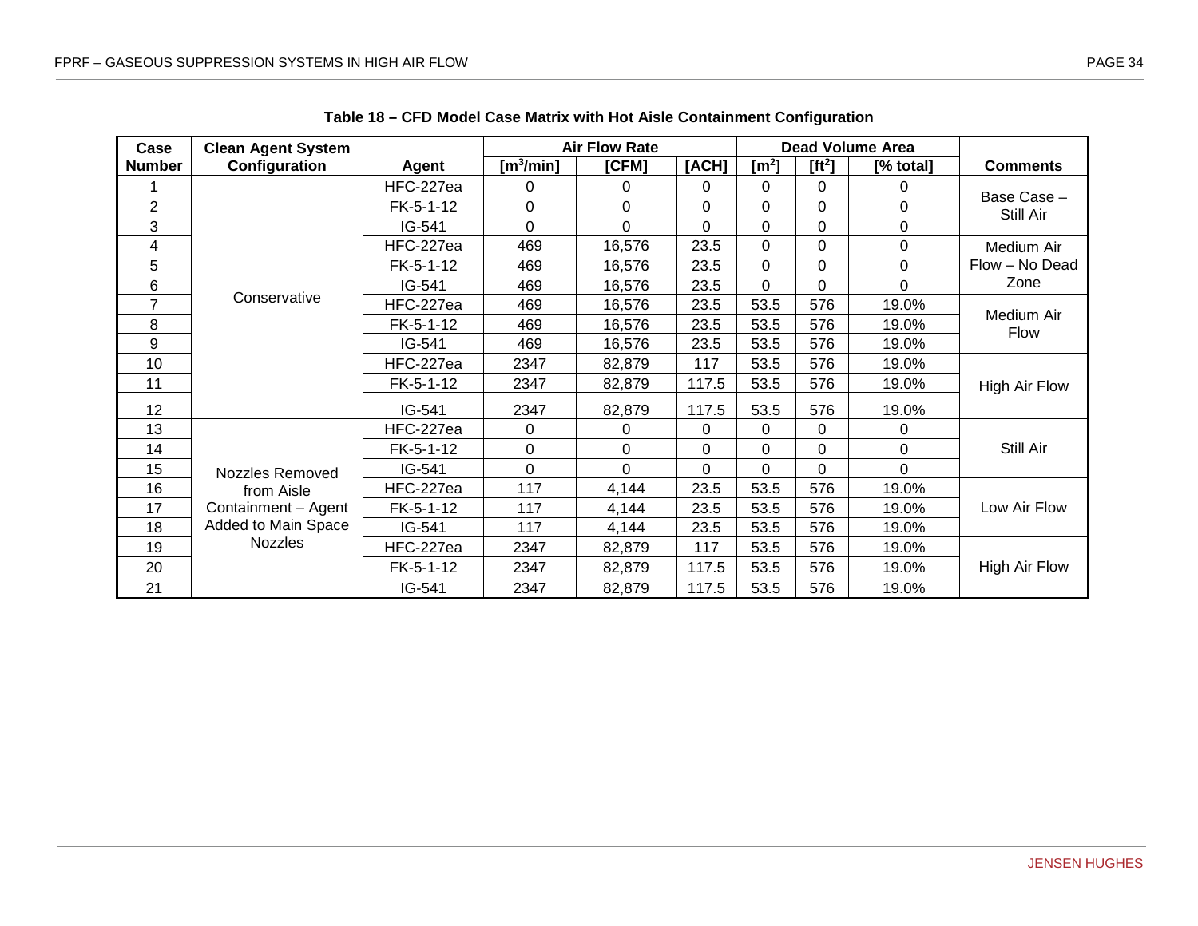**Table 18 – CFD Model Case Matrix with Hot Aisle Containment Configuration**

| Case Number | Clean Agent System Configuration | Agent | Air Flow Rate [$m^3$/min] | Air Flow Rate [CFM] | Air Flow Rate [ACH] | Dead Volume Area [$m^2$] | Dead Volume Area [$ft^2$] | Dead Volume Area [% total] | Comments |
|---|---|---|---|---|---|---|---|---|---|
| 1 | Conservative | HFC-227ea | 0 | 0 | 0 | 0 | 0 | 0 | Base Case – Still Air |
| 2 | | FK-5-1-12 | 0 | 0 | 0 | 0 | 0 | 0 | |
| 3 | | IG-541 | 0 | 0 | 0 | 0 | 0 | 0 | |
| 4 | | HFC-227ea | 469 | 16,576 | 23.5 | 0 | 0 | 0 | Medium Air Flow – No Dead Zone |
| 5 | | FK-5-1-12 | 469 | 16,576 | 23.5 | 0 | 0 | 0 | |
| 6 | | IG-541 | 469 | 16,576 | 23.5 | 0 | 0 | 0 | |
| 7 | | HFC-227ea | 469 | 16,576 | 23.5 | 53.5 | 576 | 19.0% | Medium Air Flow |
| 8 | | FK-5-1-12 | 469 | 16,576 | 23.5 | 53.5 | 576 | 19.0% | |
| 9 | | IG-541 | 469 | 16,576 | 23.5 | 53.5 | 576 | 19.0% | |
| 10 | | HFC-227ea | 2347 | 82,879 | 117 | 53.5 | 576 | 19.0% | High Air Flow |
| 11 | | FK-5-1-12 | 2347 | 82,879 | 117.5 | 53.5 | 576 | 19.0% | |
| 12 | | IG-541 | 2347 | 82,879 | 117.5 | 53.5 | 576 | 19.0% | |
| 13 | Nozzles Removed from Aisle Containment – Agent Added to Main Space Nozzles | HFC-227ea | 0 | 0 | 0 | 0 | 0 | 0 | Still Air |
| 14 | | FK-5-1-12 | 0 | 0 | 0 | 0 | 0 | 0 | |
| 15 | | IG-541 | 0 | 0 | 0 | 0 | 0 | 0 | |
| 16 | | HFC-227ea | 117 | 4,144 | 23.5 | 53.5 | 576 | 19.0% | Low Air Flow |
| 17 | | FK-5-1-12 | 117 | 4,144 | 23.5 | 53.5 | 576 | 19.0% | |
| 18 | | IG-541 | 117 | 4,144 | 23.5 | 53.5 | 576 | 19.0% | |
| 19 | | HFC-227ea | 2347 | 82,879 | 117 | 53.5 | 576 | 19.0% | High Air Flow |
| 20 | | FK-5-1-12 | 2347 | 82,879 | 117.5 | 53.5 | 576 | 19.0% | |
| 21 | | IG-541 | 2347 | 82,879 | 117.5 | 53.5 | 576 | 19.0% | |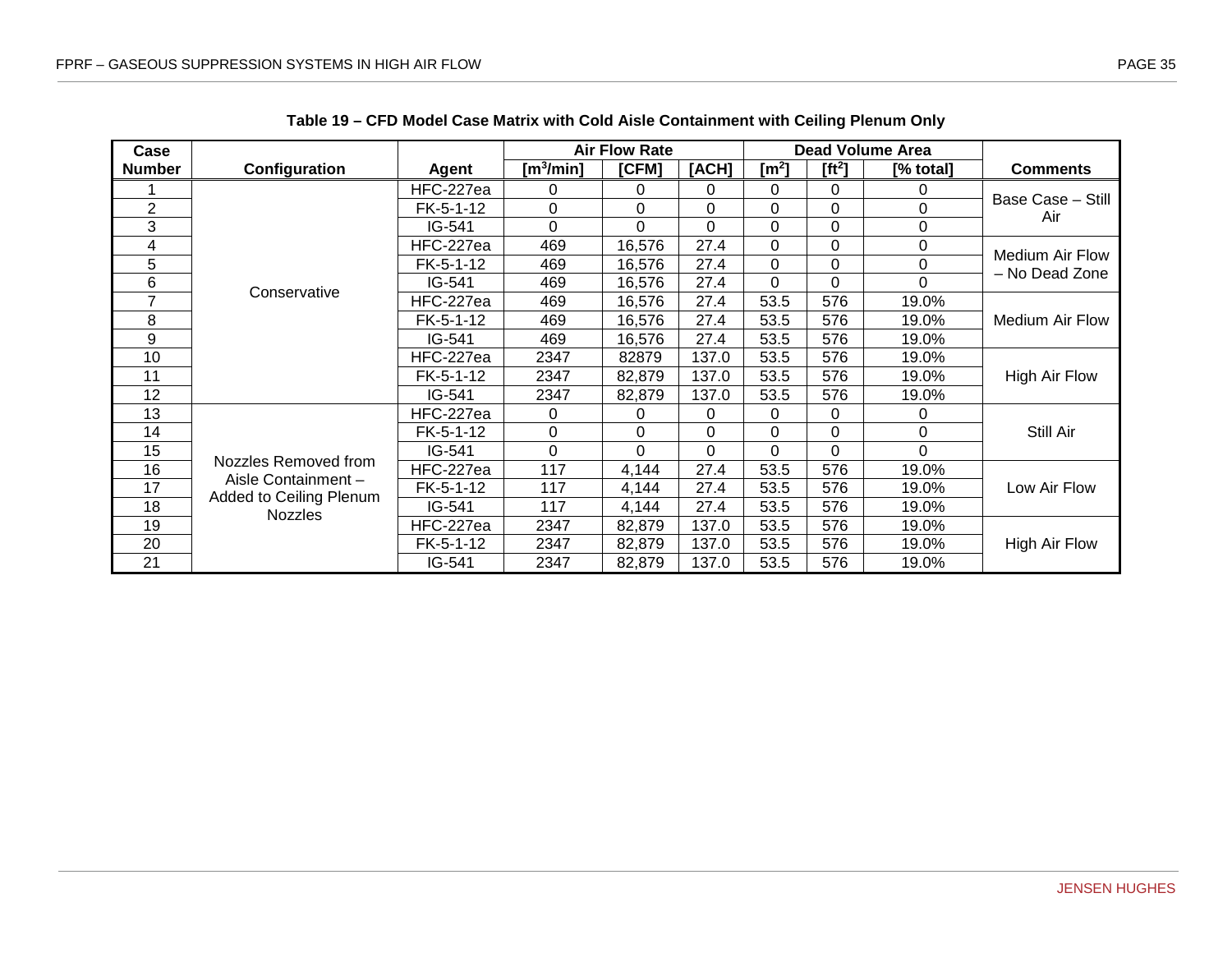**Table 19 – CFD Model Case Matrix with Cold Aisle Containment with Ceiling Plenum Only**

| Case Number | Configuration | Agent | Air Flow Rate | | | Dead Volume Area | | | Comments |
|---|---|---|---|---|---|---|---|---|---|
| | | | [$m^3$/min] | [CFM] | [ACH] | [$m^2$] | [$ft^2$] | [% total] | |
| 1 | Conservative | HFC-227ea | 0 | 0 | 0 | 0 | 0 | 0 | Base Case – Still Air |
| 2 | | FK-5-1-12 | 0 | 0 | 0 | 0 | 0 | 0 | |
| 3 | | IG-541 | 0 | 0 | 0 | 0 | 0 | 0 | |
| 4 | | HFC-227ea | 469 | 16,576 | 27.4 | 0 | 0 | 0 | Medium Air Flow – No Dead Zone |
| 5 | | FK-5-1-12 | 469 | 16,576 | 27.4 | 0 | 0 | 0 | |
| 6 | | IG-541 | 469 | 16,576 | 27.4 | 0 | 0 | 0 | |
| 7 | | HFC-227ea | 469 | 16,576 | 27.4 | 53.5 | 576 | 19.0% | Medium Air Flow |
| 8 | | FK-5-1-12 | 469 | 16,576 | 27.4 | 53.5 | 576 | 19.0% | |
| 9 | | IG-541 | 469 | 16,576 | 27.4 | 53.5 | 576 | 19.0% | |
| 10 | | HFC-227ea | 2347 | 82879 | 137.0 | 53.5 | 576 | 19.0% | High Air Flow |
| 11 | | FK-5-1-12 | 2347 | 82,879 | 137.0 | 53.5 | 576 | 19.0% | |
| 12 | | IG-541 | 2347 | 82,879 | 137.0 | 53.5 | 576 | 19.0% | |
| 13 | Nozzles Removed from Aisle Containment – Added to Ceiling Plenum Nozzles | HFC-227ea | 0 | 0 | 0 | 0 | 0 | 0 | Still Air |
| 14 | | FK-5-1-12 | 0 | 0 | 0 | 0 | 0 | 0 | |
| 15 | | IG-541 | 0 | 0 | 0 | 0 | 0 | 0 | |
| 16 | | HFC-227ea | 117 | 4,144 | 27.4 | 53.5 | 576 | 19.0% | Low Air Flow |
| 17 | | FK-5-1-12 | 117 | 4,144 | 27.4 | 53.5 | 576 | 19.0% | |
| 18 | | IG-541 | 117 | 4,144 | 27.4 | 53.5 | 576 | 19.0% | |
| 19 | | HFC-227ea | 2347 | 82,879 | 137.0 | 53.5 | 576 | 19.0% | High Air Flow |
| 20 | | FK-5-1-12 | 2347 | 82,879 | 137.0 | 53.5 | 576 | 19.0% | |
| 21 | | IG-541 | 2347 | 82,879 | 137.0 | 53.5 | 576 | 19.0% | |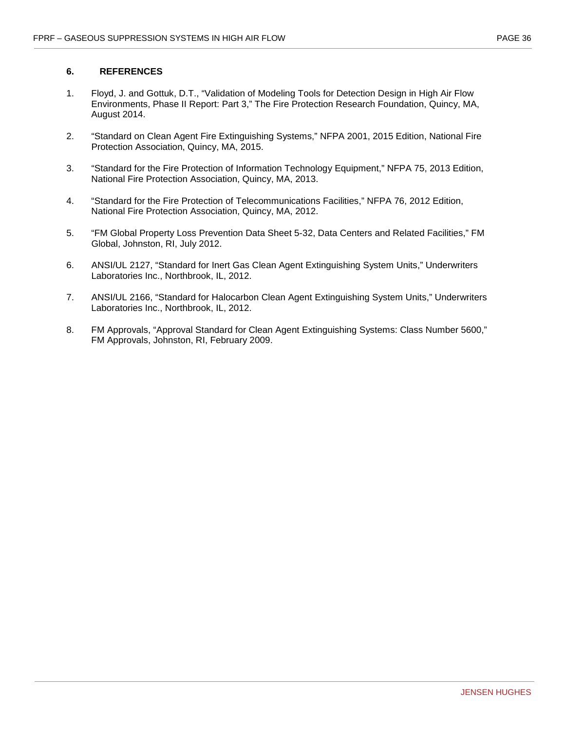## 6. REFERENCES

1. Floyd, J. and Gottuk, D.T., “Validation of Modeling Tools for Detection Design in High Air Flow Environments, Phase II Report: Part 3,” The Fire Protection Research Foundation, Quincy, MA, August 2014.

2. “Standard on Clean Agent Fire Extinguishing Systems,” NFPA 2001, 2015 Edition, National Fire Protection Association, Quincy, MA, 2015.

3. “Standard for the Fire Protection of Information Technology Equipment,” NFPA 75, 2013 Edition, National Fire Protection Association, Quincy, MA, 2013.

4. “Standard for the Fire Protection of Telecommunications Facilities,” NFPA 76, 2012 Edition, National Fire Protection Association, Quincy, MA, 2012.

5. “FM Global Property Loss Prevention Data Sheet 5-32, Data Centers and Related Facilities,” FM Global, Johnston, RI, July 2012.

6. ANSI/UL 2127, “Standard for Inert Gas Clean Agent Extinguishing System Units,” Underwriters Laboratories Inc., Northbrook, IL, 2012.

7. ANSI/UL 2166, “Standard for Halocarbon Clean Agent Extinguishing System Units,” Underwriters Laboratories Inc., Northbrook, IL, 2012.

8. FM Approvals, “Approval Standard for Clean Agent Extinguishing Systems: Class Number 5600,” FM Approvals, Johnston, RI, February 2009.